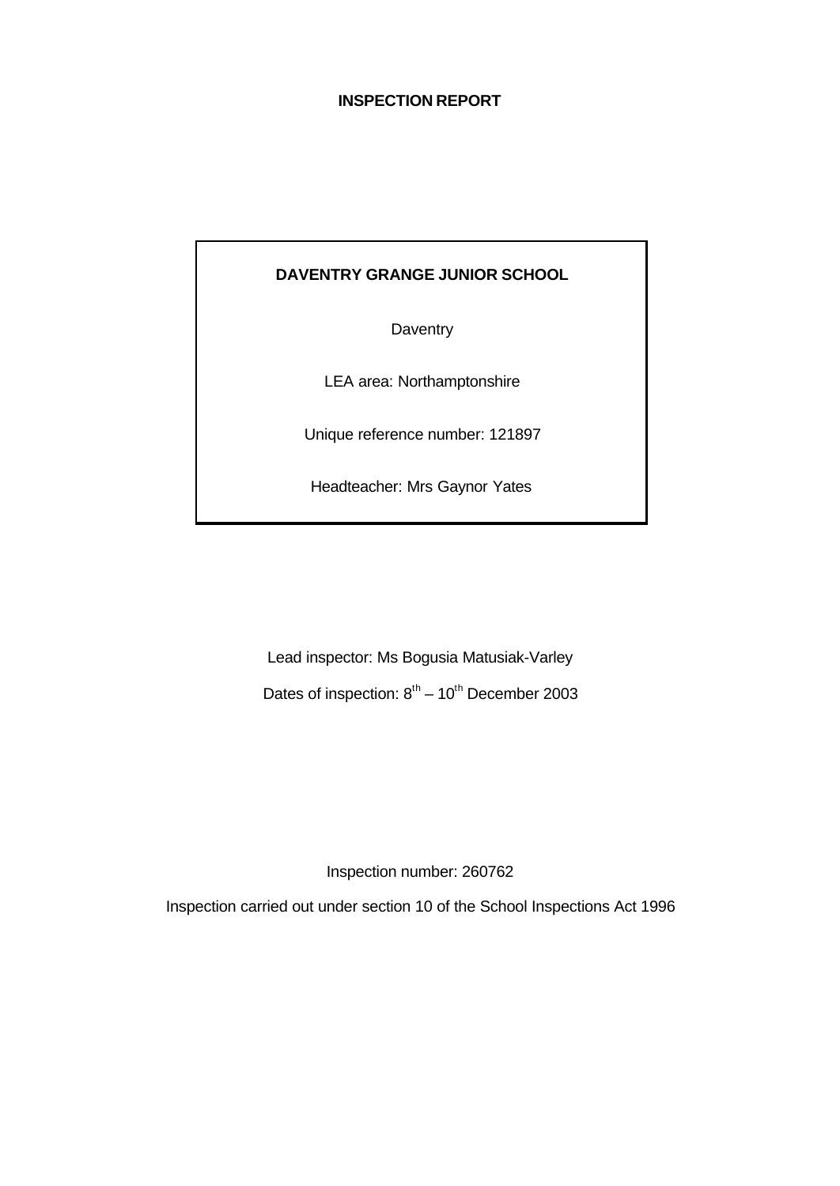**INSPECTION REPORT**

**DAVENTRY GRANGE JUNIOR SCHOOL**

Daventry

LEA area: Northamptonshire

Unique reference number: 121897

Headteacher: Mrs Gaynor Yates

Lead inspector: Ms Bogusia Matusiak-Varley

Dates of inspection: 8th – 10th December 2003

Inspection number: 260762

Inspection carried out under section 10 of the School Inspections Act 1996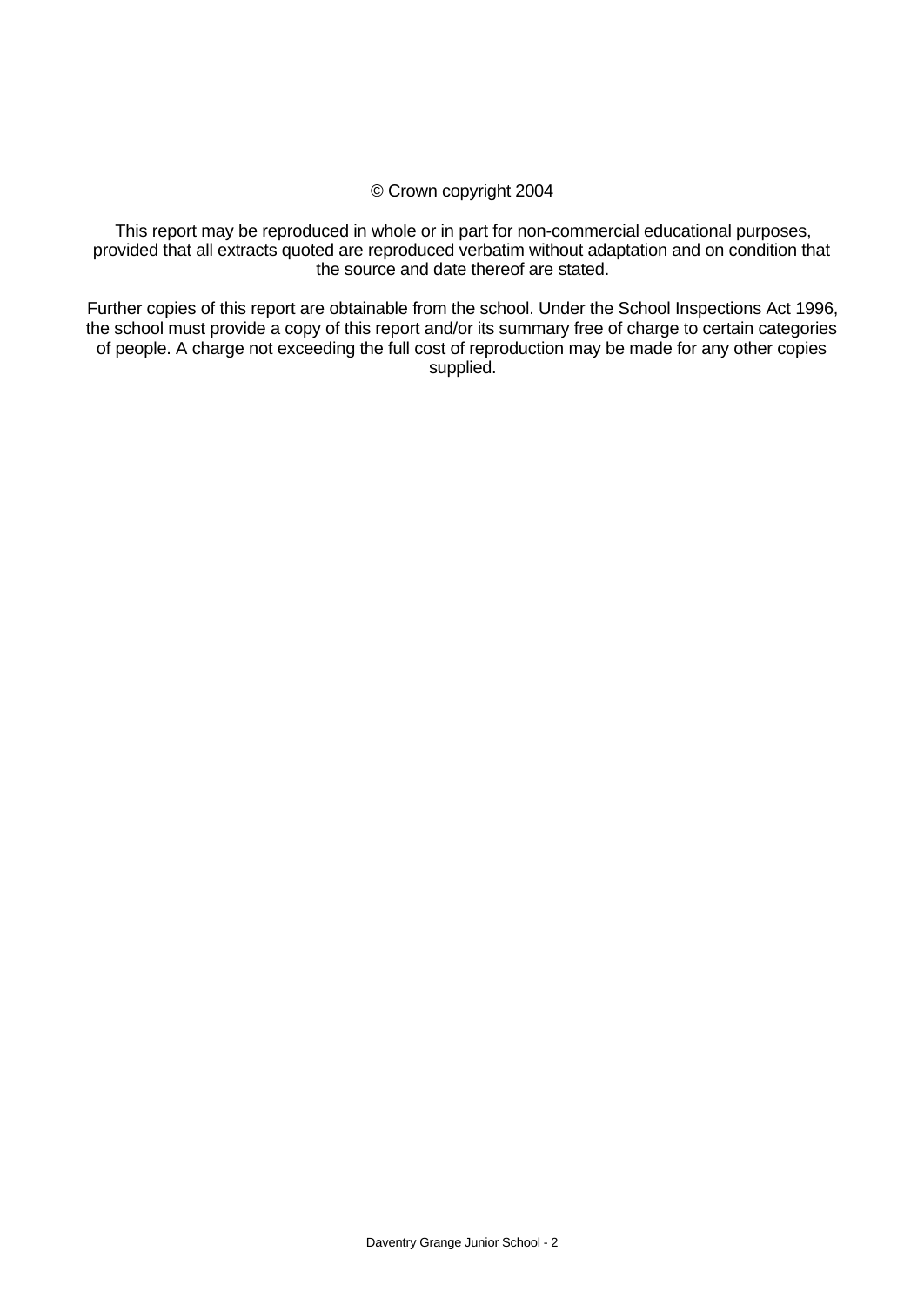© Crown copyright 2004

This report may be reproduced in whole or in part for non-commercial educational purposes, provided that all extracts quoted are reproduced verbatim without adaptation and on condition that the source and date thereof are stated.

Further copies of this report are obtainable from the school. Under the School Inspections Act 1996, the school must provide a copy of this report and/or its summary free of charge to certain categories of people. A charge not exceeding the full cost of reproduction may be made for any other copies supplied.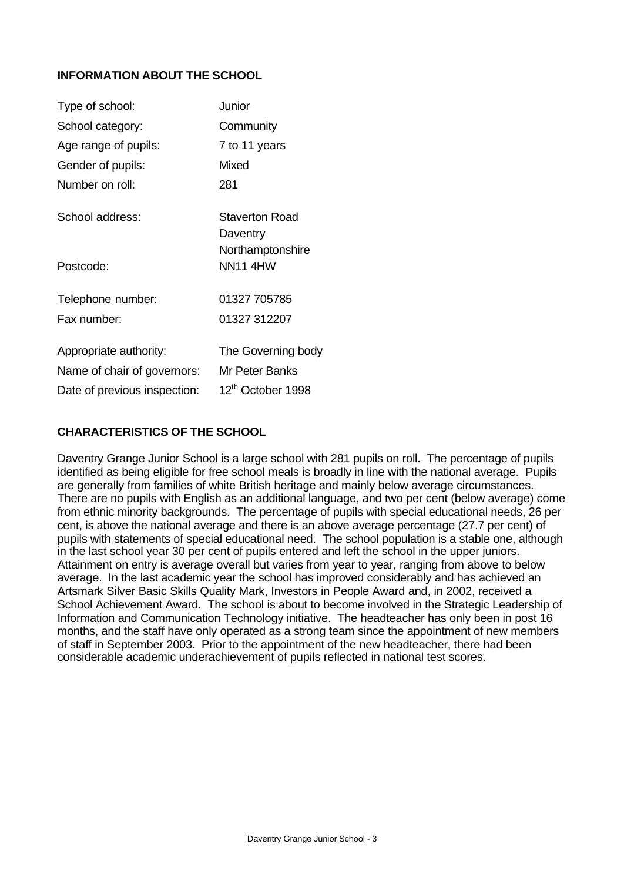## INFORMATION ABOUT THE SCHOOL

| | |
|---|---|
| Type of school: | Junior |
| School category: | Community |
| Age range of pupils: | 7 to 11 years |
| Gender of pupils: | Mixed |
| Number on roll: | 281 |
| School address: | Staverton Road<br>Daventry<br>Northamptonshire |
| Postcode: | NN11 4HW |
| Telephone number: | 01327 705785 |
| Fax number: | 01327 312207 |
| Appropriate authority: | The Governing body |
| Name of chair of governors: | Mr Peter Banks |
| Date of previous inspection: | 12th October 1998 |

## CHARACTERISTICS OF THE SCHOOL

Daventry Grange Junior School is a large school with 281 pupils on roll. The percentage of pupils identified as being eligible for free school meals is broadly in line with the national average. Pupils are generally from families of white British heritage and mainly below average circumstances. There are no pupils with English as an additional language, and two per cent (below average) come from ethnic minority backgrounds. The percentage of pupils with special educational needs, 26 per cent, is above the national average and there is an above average percentage (27.7 per cent) of pupils with statements of special educational need. The school population is a stable one, although in the last school year 30 per cent of pupils entered and left the school in the upper juniors. Attainment on entry is average overall but varies from year to year, ranging from above to below average. In the last academic year the school has improved considerably and has achieved an Artsmark Silver Basic Skills Quality Mark, Investors in People Award and, in 2002, received a School Achievement Award. The school is about to become involved in the Strategic Leadership of Information and Communication Technology initiative. The headteacher has only been in post 16 months, and the staff have only operated as a strong team since the appointment of new members of staff in September 2003. Prior to the appointment of the new headteacher, there had been considerable academic underachievement of pupils reflected in national test scores.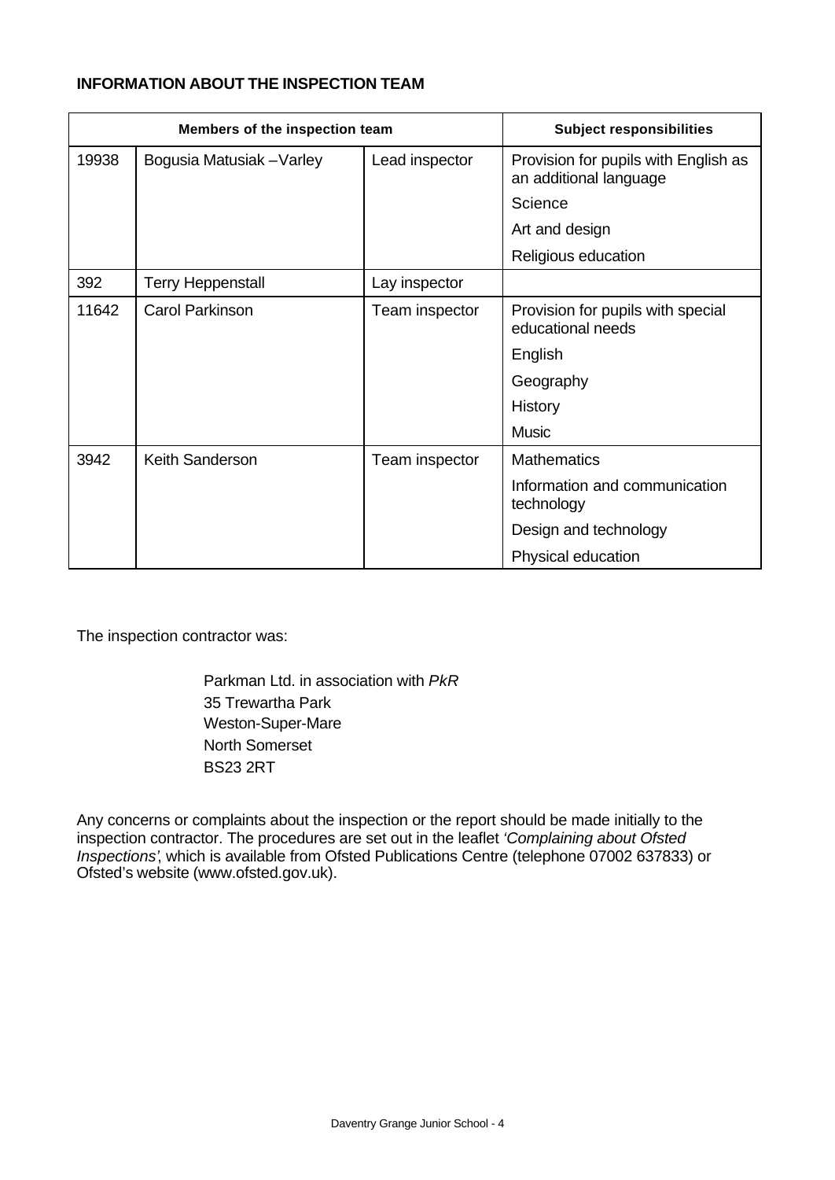**INFORMATION ABOUT THE INSPECTION TEAM**

| Members of the inspection team | | | Subject responsibilities |
|---|---|---|---|
| 19938 | Bogusia Matusiak –Varley | Lead inspector | Provision for pupils with English as an additional language |
| | | | Science |
| | | | Art and design |
| | | | Religious education |
| 392 | Terry Heppenstall | Lay inspector | |
| 11642 | Carol Parkinson | Team inspector | Provision for pupils with special educational needs |
| | | | English |
| | | | Geography |
| | | | History |
| | | | Music |
| 3942 | Keith Sanderson | Team inspector | Mathematics |
| | | | Information and communication technology |
| | | | Design and technology |
| | | | Physical education |

The inspection contractor was:

Parkman Ltd. in association with *PkR*
35 Trewartha Park
Weston-Super-Mare
North Somerset
BS23 2RT

Any concerns or complaints about the inspection or the report should be made initially to the inspection contractor. The procedures are set out in the leaflet *'Complaining about Ofsted Inspections'*, which is available from Ofsted Publications Centre (telephone 07002 637833) or Ofsted's website (www.ofsted.gov.uk).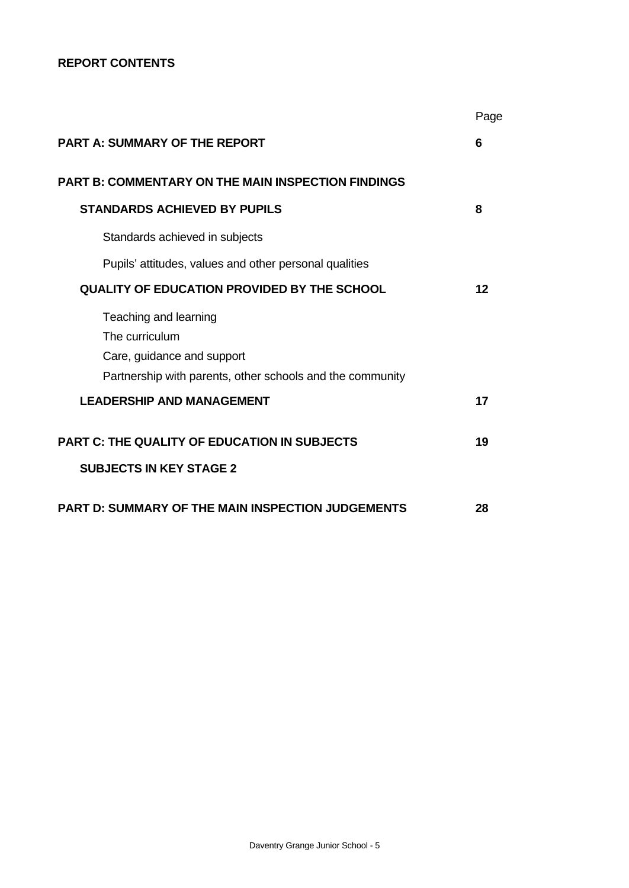**REPORT CONTENTS**

| | Page |
|---|---|
| **PART A: SUMMARY OF THE REPORT** | **6** |
| **PART B: COMMENTARY ON THE MAIN INSPECTION FINDINGS** | |
| **STANDARDS ACHIEVED BY PUPILS** | **8** |
| Standards achieved in subjects | |
| Pupils' attitudes, values and other personal qualities | |
| **QUALITY OF EDUCATION PROVIDED BY THE SCHOOL** | **12** |
| Teaching and learning<br>The curriculum<br>Care, guidance and support<br>Partnership with parents, other schools and the community | |
| **LEADERSHIP AND MANAGEMENT** | **17** |
| **PART C: THE QUALITY OF EDUCATION IN SUBJECTS** | **19** |
| **SUBJECTS IN KEY STAGE 2** | |
| **PART D: SUMMARY OF THE MAIN INSPECTION JUDGEMENTS** | **28** |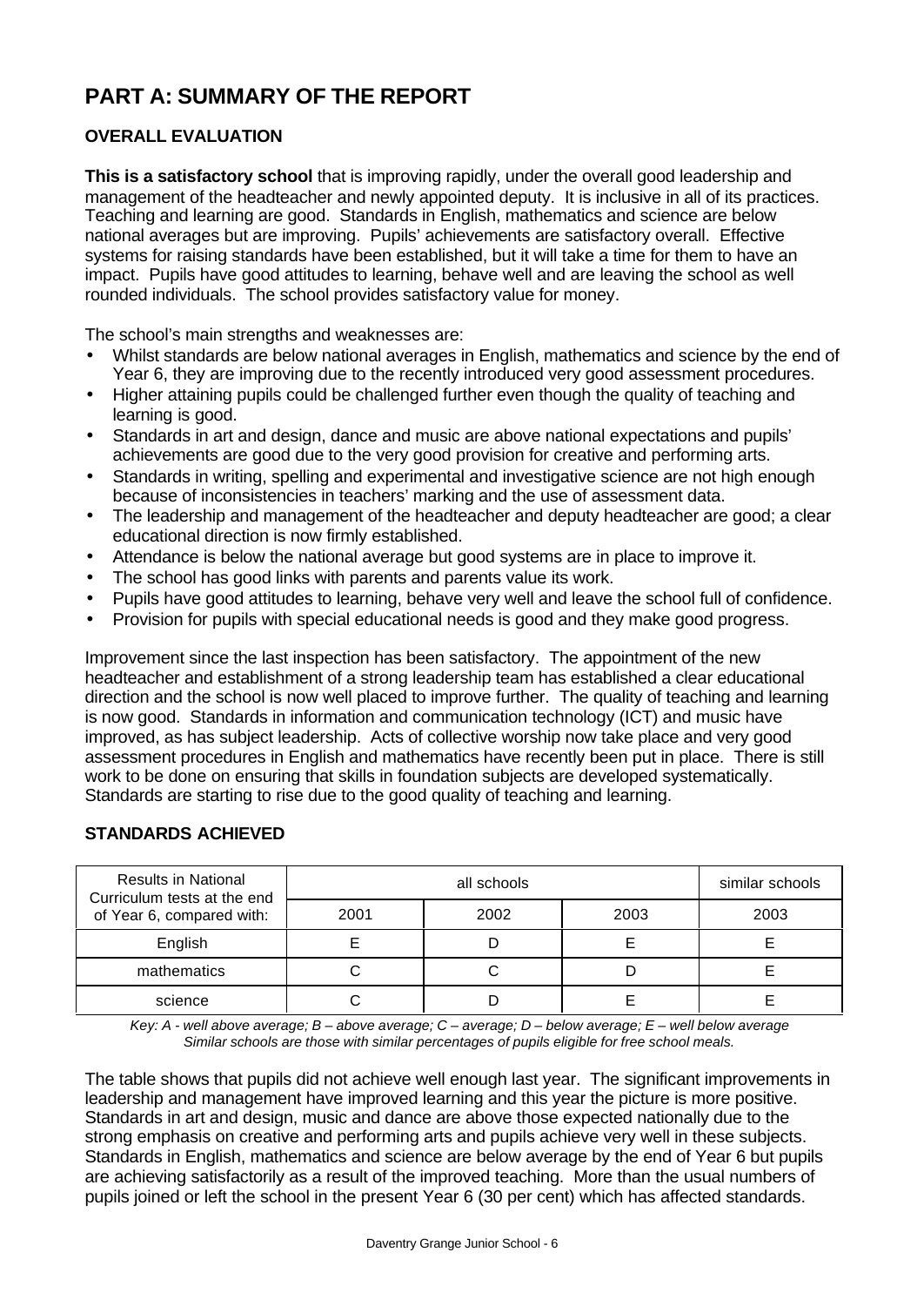# PART A: SUMMARY OF THE REPORT

## OVERALL EVALUATION

**This is a satisfactory school** that is improving rapidly, under the overall good leadership and management of the headteacher and newly appointed deputy. It is inclusive in all of its practices. Teaching and learning are good. Standards in English, mathematics and science are below national averages but are improving. Pupils' achievements are satisfactory overall. Effective systems for raising standards have been established, but it will take a time for them to have an impact. Pupils have good attitudes to learning, behave well and are leaving the school as well rounded individuals. The school provides satisfactory value for money.

The school's main strengths and weaknesses are:

- Whilst standards are below national averages in English, mathematics and science by the end of Year 6, they are improving due to the recently introduced very good assessment procedures.
- Higher attaining pupils could be challenged further even though the quality of teaching and learning is good.
- Standards in art and design, dance and music are above national expectations and pupils' achievements are good due to the very good provision for creative and performing arts.
- Standards in writing, spelling and experimental and investigative science are not high enough because of inconsistencies in teachers' marking and the use of assessment data.
- The leadership and management of the headteacher and deputy headteacher are good; a clear educational direction is now firmly established.
- Attendance is below the national average but good systems are in place to improve it.
- The school has good links with parents and parents value its work.
- Pupils have good attitudes to learning, behave very well and leave the school full of confidence.
- Provision for pupils with special educational needs is good and they make good progress.

Improvement since the last inspection has been satisfactory. The appointment of the new headteacher and establishment of a strong leadership team has established a clear educational direction and the school is now well placed to improve further. The quality of teaching and learning is now good. Standards in information and communication technology (ICT) and music have improved, as has subject leadership. Acts of collective worship now take place and very good assessment procedures in English and mathematics have recently been put in place. There is still work to be done on ensuring that skills in foundation subjects are developed systematically. Standards are starting to rise due to the good quality of teaching and learning.

## STANDARDS ACHIEVED

| Results in National Curriculum tests at the end of Year 6, compared with: | all schools | | | similar schools |
|---|---|---|---|---|
| | 2001 | 2002 | 2003 | 2003 |
| English | E | D | E | E |
| mathematics | C | C | D | E |
| science | C | D | E | E |

*Key: A - well above average; B – above average; C – average; D – below average; E – well below average*
*Similar schools are those with similar percentages of pupils eligible for free school meals.*

The table shows that pupils did not achieve well enough last year. The significant improvements in leadership and management have improved learning and this year the picture is more positive. Standards in art and design, music and dance are above those expected nationally due to the strong emphasis on creative and performing arts and pupils achieve very well in these subjects. Standards in English, mathematics and science are below average by the end of Year 6 but pupils are achieving satisfactorily as a result of the improved teaching. More than the usual numbers of pupils joined or left the school in the present Year 6 (30 per cent) which has affected standards.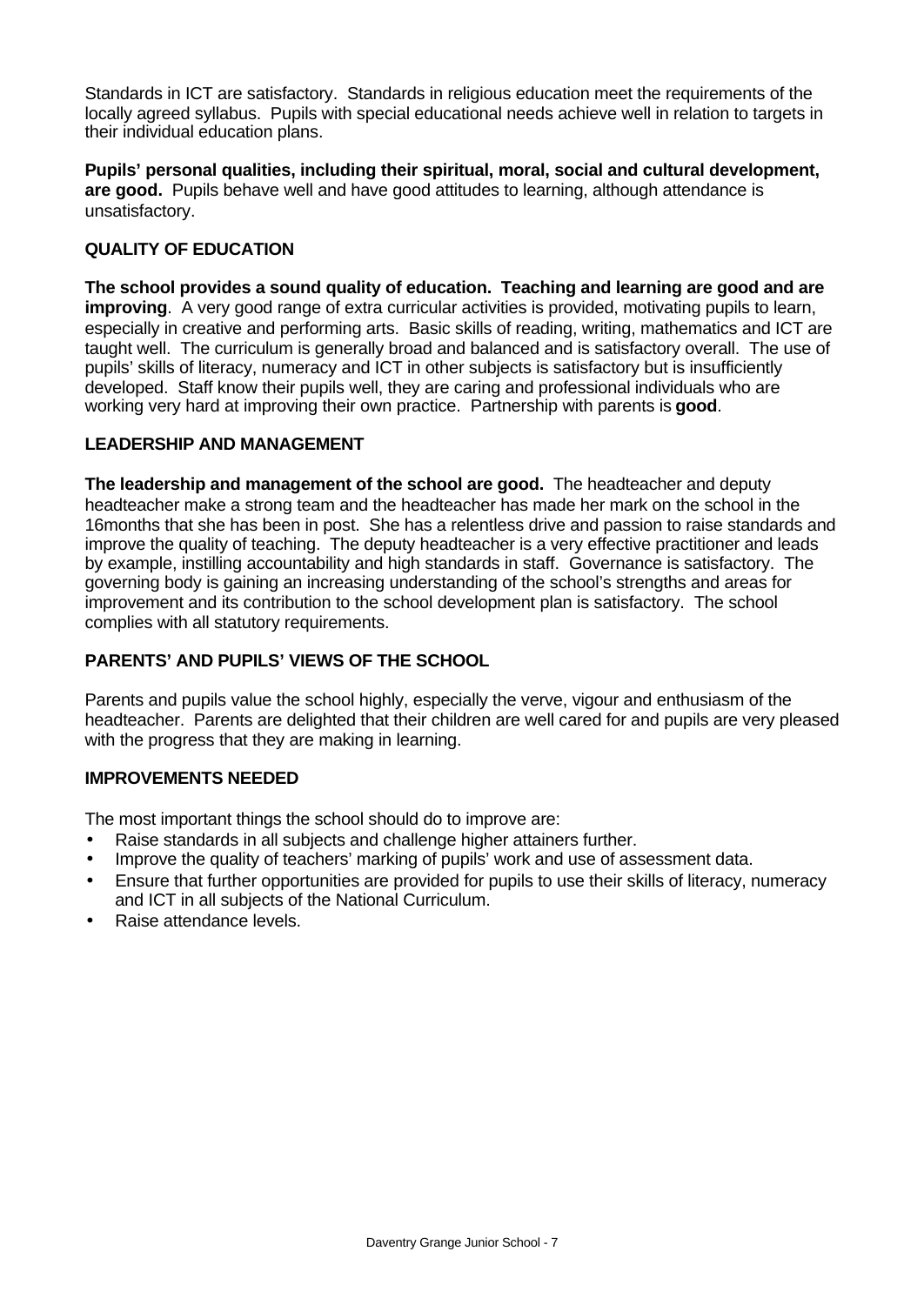Standards in ICT are satisfactory. Standards in religious education meet the requirements of the locally agreed syllabus. Pupils with special educational needs achieve well in relation to targets in their individual education plans.

**Pupils' personal qualities, including their spiritual, moral, social and cultural development, are good.** Pupils behave well and have good attitudes to learning, although attendance is unsatisfactory.

### QUALITY OF EDUCATION

**The school provides a sound quality of education. Teaching and learning are good and are improving**. A very good range of extra curricular activities is provided, motivating pupils to learn, especially in creative and performing arts. Basic skills of reading, writing, mathematics and ICT are taught well. The curriculum is generally broad and balanced and is satisfactory overall. The use of pupils' skills of literacy, numeracy and ICT in other subjects is satisfactory but is insufficiently developed. Staff know their pupils well, they are caring and professional individuals who are working very hard at improving their own practice. Partnership with parents is **good**.

### LEADERSHIP AND MANAGEMENT

**The leadership and management of the school are good.** The headteacher and deputy headteacher make a strong team and the headteacher has made her mark on the school in the 16months that she has been in post. She has a relentless drive and passion to raise standards and improve the quality of teaching. The deputy headteacher is a very effective practitioner and leads by example, instilling accountability and high standards in staff. Governance is satisfactory. The governing body is gaining an increasing understanding of the school's strengths and areas for improvement and its contribution to the school development plan is satisfactory. The school complies with all statutory requirements.

### PARENTS' AND PUPILS' VIEWS OF THE SCHOOL

Parents and pupils value the school highly, especially the verve, vigour and enthusiasm of the headteacher. Parents are delighted that their children are well cared for and pupils are very pleased with the progress that they are making in learning.

### IMPROVEMENTS NEEDED

The most important things the school should do to improve are:

- Raise standards in all subjects and challenge higher attainers further.
- Improve the quality of teachers' marking of pupils' work and use of assessment data.
- Ensure that further opportunities are provided for pupils to use their skills of literacy, numeracy and ICT in all subjects of the National Curriculum.
- Raise attendance levels.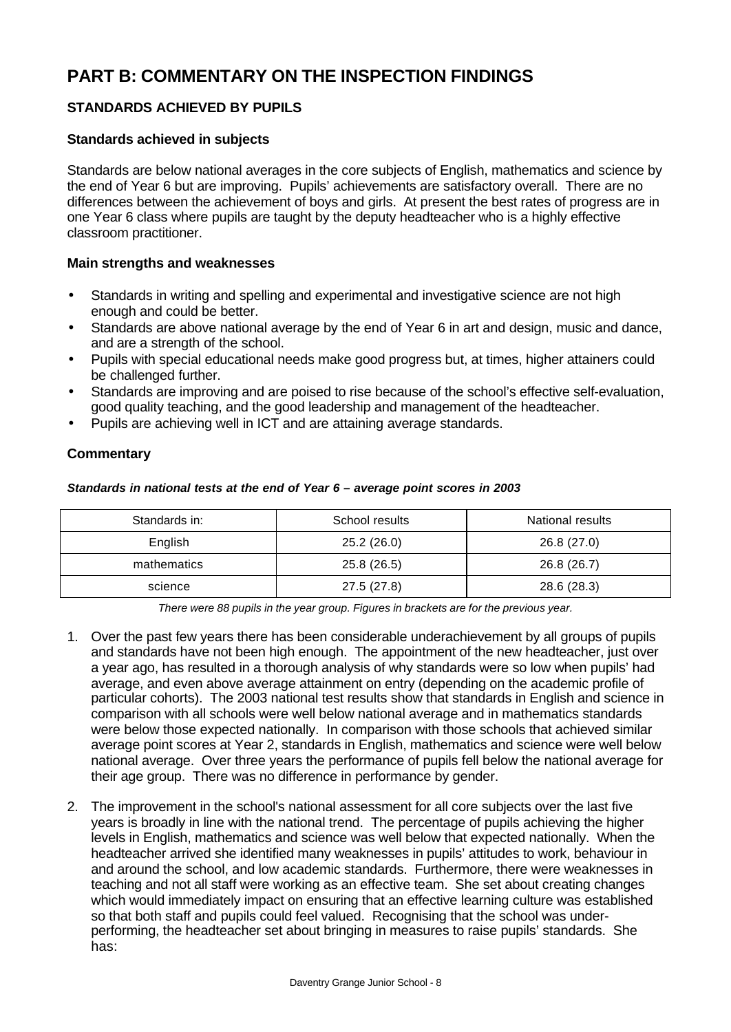# PART B: COMMENTARY ON THE INSPECTION FINDINGS

## STANDARDS ACHIEVED BY PUPILS

### Standards achieved in subjects

Standards are below national averages in the core subjects of English, mathematics and science by the end of Year 6 but are improving. Pupils' achievements are satisfactory overall. There are no differences between the achievement of boys and girls. At present the best rates of progress are in one Year 6 class where pupils are taught by the deputy headteacher who is a highly effective classroom practitioner.

### Main strengths and weaknesses

- Standards in writing and spelling and experimental and investigative science are not high enough and could be better.
- Standards are above national average by the end of Year 6 in art and design, music and dance, and are a strength of the school.
- Pupils with special educational needs make good progress but, at times, higher attainers could be challenged further.
- Standards are improving and are poised to rise because of the school's effective self-evaluation, good quality teaching, and the good leadership and management of the headteacher.
- Pupils are achieving well in ICT and are attaining average standards.

### Commentary

***Standards in national tests at the end of Year 6 – average point scores in 2003***

| Standards in: | School results | National results |
|---|---|---|
| English | 25.2 (26.0) | 26.8 (27.0) |
| mathematics | 25.8 (26.5) | 26.8 (26.7) |
| science | 27.5 (27.8) | 28.6 (28.3) |

*There were 88 pupils in the year group. Figures in brackets are for the previous year.*

1. Over the past few years there has been considerable underachievement by all groups of pupils and standards have not been high enough. The appointment of the new headteacher, just over a year ago, has resulted in a thorough analysis of why standards were so low when pupils' had average, and even above average attainment on entry (depending on the academic profile of particular cohorts). The 2003 national test results show that standards in English and science in comparison with all schools were well below national average and in mathematics standards were below those expected nationally. In comparison with those schools that achieved similar average point scores at Year 2, standards in English, mathematics and science were well below national average. Over three years the performance of pupils fell below the national average for their age group. There was no difference in performance by gender.

2. The improvement in the school's national assessment for all core subjects over the last five years is broadly in line with the national trend. The percentage of pupils achieving the higher levels in English, mathematics and science was well below that expected nationally. When the headteacher arrived she identified many weaknesses in pupils' attitudes to work, behaviour in and around the school, and low academic standards. Furthermore, there were weaknesses in teaching and not all staff were working as an effective team. She set about creating changes which would immediately impact on ensuring that an effective learning culture was established so that both staff and pupils could feel valued. Recognising that the school was under-performing, the headteacher set about bringing in measures to raise pupils' standards. She has: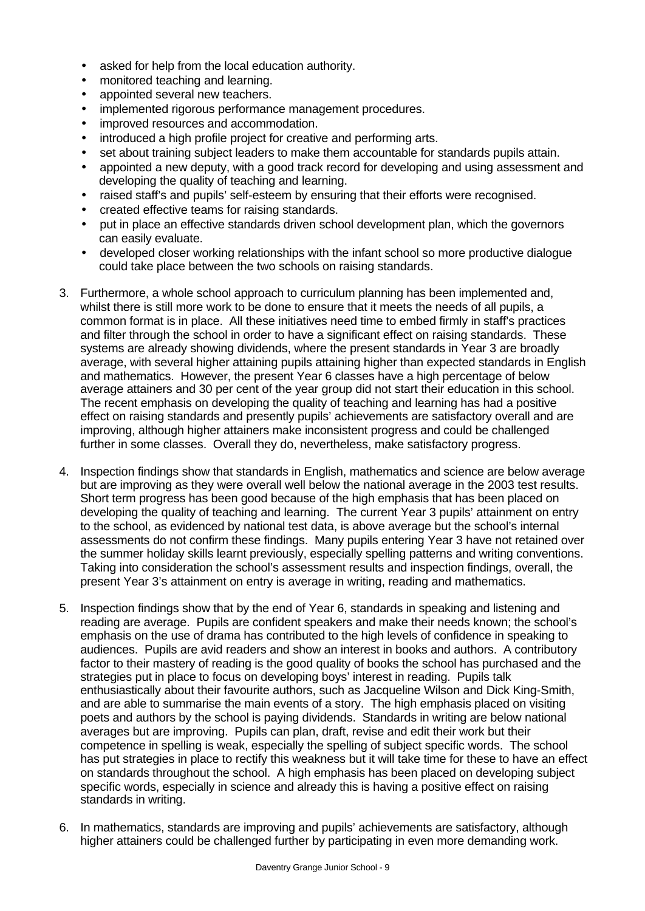- asked for help from the local education authority.
- monitored teaching and learning.
- appointed several new teachers.
- implemented rigorous performance management procedures.
- improved resources and accommodation.
- introduced a high profile project for creative and performing arts.
- set about training subject leaders to make them accountable for standards pupils attain.
- appointed a new deputy, with a good track record for developing and using assessment and developing the quality of teaching and learning.
- raised staff's and pupils' self-esteem by ensuring that their efforts were recognised.
- created effective teams for raising standards.
- put in place an effective standards driven school development plan, which the governors can easily evaluate.
- developed closer working relationships with the infant school so more productive dialogue could take place between the two schools on raising standards.

3. Furthermore, a whole school approach to curriculum planning has been implemented and, whilst there is still more work to be done to ensure that it meets the needs of all pupils, a common format is in place. All these initiatives need time to embed firmly in staff's practices and filter through the school in order to have a significant effect on raising standards. These systems are already showing dividends, where the present standards in Year 3 are broadly average, with several higher attaining pupils attaining higher than expected standards in English and mathematics. However, the present Year 6 classes have a high percentage of below average attainers and 30 per cent of the year group did not start their education in this school. The recent emphasis on developing the quality of teaching and learning has had a positive effect on raising standards and presently pupils' achievements are satisfactory overall and are improving, although higher attainers make inconsistent progress and could be challenged further in some classes. Overall they do, nevertheless, make satisfactory progress.

4. Inspection findings show that standards in English, mathematics and science are below average but are improving as they were overall well below the national average in the 2003 test results. Short term progress has been good because of the high emphasis that has been placed on developing the quality of teaching and learning. The current Year 3 pupils' attainment on entry to the school, as evidenced by national test data, is above average but the school's internal assessments do not confirm these findings. Many pupils entering Year 3 have not retained over the summer holiday skills learnt previously, especially spelling patterns and writing conventions. Taking into consideration the school's assessment results and inspection findings, overall, the present Year 3's attainment on entry is average in writing, reading and mathematics.

5. Inspection findings show that by the end of Year 6, standards in speaking and listening and reading are average. Pupils are confident speakers and make their needs known; the school's emphasis on the use of drama has contributed to the high levels of confidence in speaking to audiences. Pupils are avid readers and show an interest in books and authors. A contributory factor to their mastery of reading is the good quality of books the school has purchased and the strategies put in place to focus on developing boys' interest in reading. Pupils talk enthusiastically about their favourite authors, such as Jacqueline Wilson and Dick King-Smith, and are able to summarise the main events of a story. The high emphasis placed on visiting poets and authors by the school is paying dividends. Standards in writing are below national averages but are improving. Pupils can plan, draft, revise and edit their work but their competence in spelling is weak, especially the spelling of subject specific words. The school has put strategies in place to rectify this weakness but it will take time for these to have an effect on standards throughout the school. A high emphasis has been placed on developing subject specific words, especially in science and already this is having a positive effect on raising standards in writing.

6. In mathematics, standards are improving and pupils' achievements are satisfactory, although higher attainers could be challenged further by participating in even more demanding work.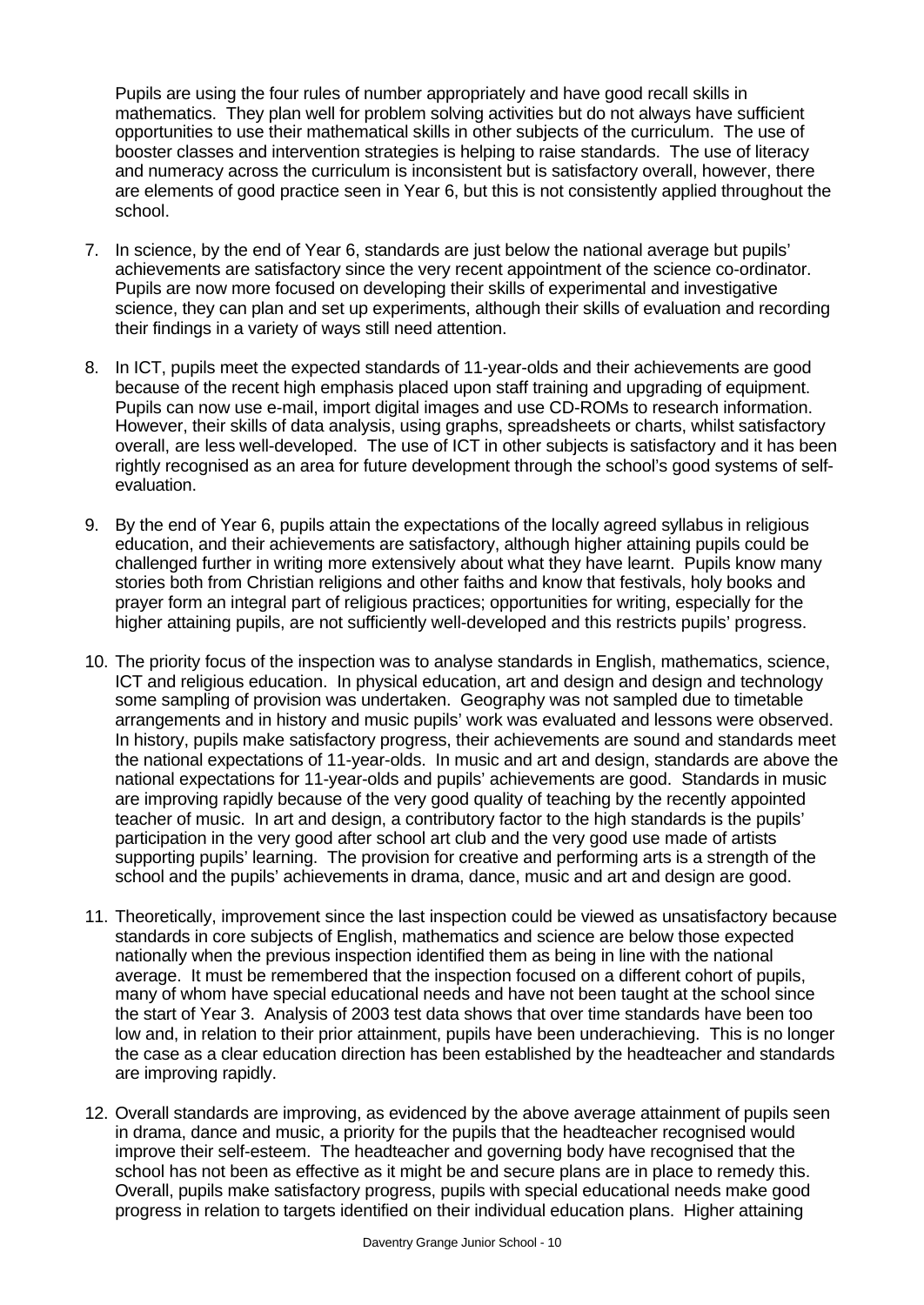Pupils are using the four rules of number appropriately and have good recall skills in mathematics. They plan well for problem solving activities but do not always have sufficient opportunities to use their mathematical skills in other subjects of the curriculum. The use of booster classes and intervention strategies is helping to raise standards. The use of literacy and numeracy across the curriculum is inconsistent but is satisfactory overall, however, there are elements of good practice seen in Year 6, but this is not consistently applied throughout the school.

7. In science, by the end of Year 6, standards are just below the national average but pupils' achievements are satisfactory since the very recent appointment of the science co-ordinator. Pupils are now more focused on developing their skills of experimental and investigative science, they can plan and set up experiments, although their skills of evaluation and recording their findings in a variety of ways still need attention.

8. In ICT, pupils meet the expected standards of 11-year-olds and their achievements are good because of the recent high emphasis placed upon staff training and upgrading of equipment. Pupils can now use e-mail, import digital images and use CD-ROMs to research information. However, their skills of data analysis, using graphs, spreadsheets or charts, whilst satisfactory overall, are less well-developed. The use of ICT in other subjects is satisfactory and it has been rightly recognised as an area for future development through the school's good systems of self-evaluation.

9. By the end of Year 6, pupils attain the expectations of the locally agreed syllabus in religious education, and their achievements are satisfactory, although higher attaining pupils could be challenged further in writing more extensively about what they have learnt. Pupils know many stories both from Christian religions and other faiths and know that festivals, holy books and prayer form an integral part of religious practices; opportunities for writing, especially for the higher attaining pupils, are not sufficiently well-developed and this restricts pupils' progress.

10. The priority focus of the inspection was to analyse standards in English, mathematics, science, ICT and religious education. In physical education, art and design and design and technology some sampling of provision was undertaken. Geography was not sampled due to timetable arrangements and in history and music pupils' work was evaluated and lessons were observed. In history, pupils make satisfactory progress, their achievements are sound and standards meet the national expectations of 11-year-olds. In music and art and design, standards are above the national expectations for 11-year-olds and pupils' achievements are good. Standards in music are improving rapidly because of the very good quality of teaching by the recently appointed teacher of music. In art and design, a contributory factor to the high standards is the pupils' participation in the very good after school art club and the very good use made of artists supporting pupils' learning. The provision for creative and performing arts is a strength of the school and the pupils' achievements in drama, dance, music and art and design are good.

11. Theoretically, improvement since the last inspection could be viewed as unsatisfactory because standards in core subjects of English, mathematics and science are below those expected nationally when the previous inspection identified them as being in line with the national average. It must be remembered that the inspection focused on a different cohort of pupils, many of whom have special educational needs and have not been taught at the school since the start of Year 3. Analysis of 2003 test data shows that over time standards have been too low and, in relation to their prior attainment, pupils have been underachieving. This is no longer the case as a clear education direction has been established by the headteacher and standards are improving rapidly.

12. Overall standards are improving, as evidenced by the above average attainment of pupils seen in drama, dance and music, a priority for the pupils that the headteacher recognised would improve their self-esteem. The headteacher and governing body have recognised that the school has not been as effective as it might be and secure plans are in place to remedy this. Overall, pupils make satisfactory progress, pupils with special educational needs make good progress in relation to targets identified on their individual education plans. Higher attaining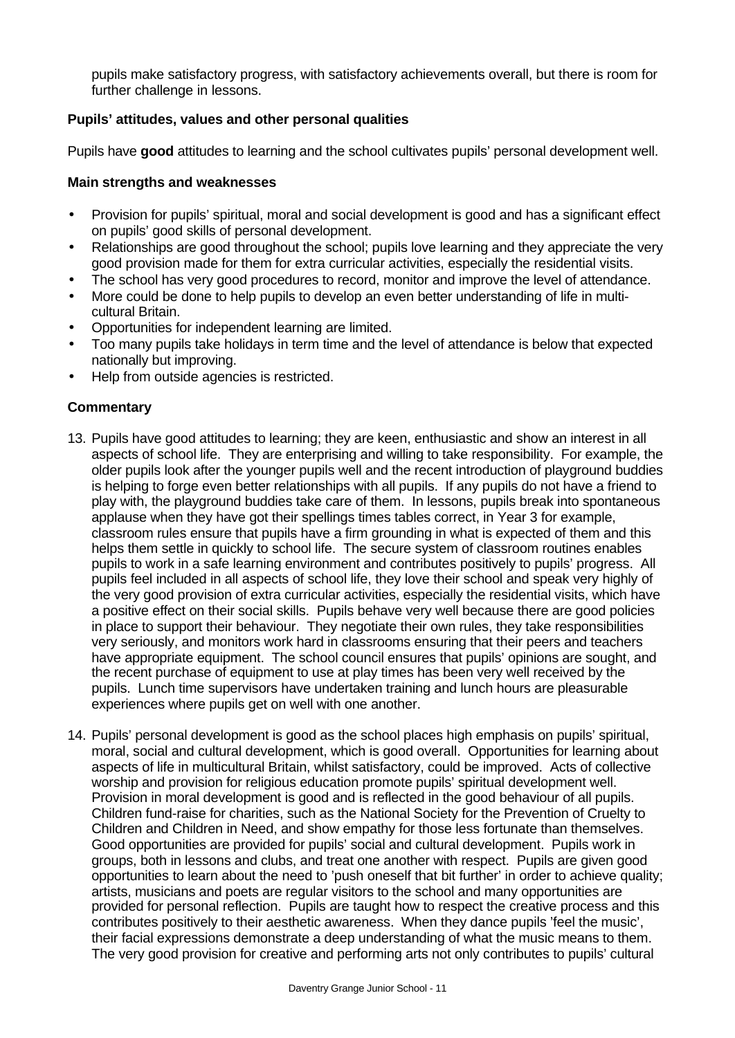pupils make satisfactory progress, with satisfactory achievements overall, but there is room for further challenge in lessons.

### Pupils' attitudes, values and other personal qualities

Pupils have **good** attitudes to learning and the school cultivates pupils' personal development well.

#### Main strengths and weaknesses

- Provision for pupils' spiritual, moral and social development is good and has a significant effect on pupils' good skills of personal development.
- Relationships are good throughout the school; pupils love learning and they appreciate the very good provision made for them for extra curricular activities, especially the residential visits.
- The school has very good procedures to record, monitor and improve the level of attendance.
- More could be done to help pupils to develop an even better understanding of life in multi-cultural Britain.
- Opportunities for independent learning are limited.
- Too many pupils take holidays in term time and the level of attendance is below that expected nationally but improving.
- Help from outside agencies is restricted.

#### Commentary

13. Pupils have good attitudes to learning; they are keen, enthusiastic and show an interest in all aspects of school life. They are enterprising and willing to take responsibility. For example, the older pupils look after the younger pupils well and the recent introduction of playground buddies is helping to forge even better relationships with all pupils. If any pupils do not have a friend to play with, the playground buddies take care of them. In lessons, pupils break into spontaneous applause when they have got their spellings times tables correct, in Year 3 for example, classroom rules ensure that pupils have a firm grounding in what is expected of them and this helps them settle in quickly to school life. The secure system of classroom routines enables pupils to work in a safe learning environment and contributes positively to pupils' progress. All pupils feel included in all aspects of school life, they love their school and speak very highly of the very good provision of extra curricular activities, especially the residential visits, which have a positive effect on their social skills. Pupils behave very well because there are good policies in place to support their behaviour. They negotiate their own rules, they take responsibilities very seriously, and monitors work hard in classrooms ensuring that their peers and teachers have appropriate equipment. The school council ensures that pupils' opinions are sought, and the recent purchase of equipment to use at play times has been very well received by the pupils. Lunch time supervisors have undertaken training and lunch hours are pleasurable experiences where pupils get on well with one another.

14. Pupils' personal development is good as the school places high emphasis on pupils' spiritual, moral, social and cultural development, which is good overall. Opportunities for learning about aspects of life in multicultural Britain, whilst satisfactory, could be improved. Acts of collective worship and provision for religious education promote pupils' spiritual development well. Provision in moral development is good and is reflected in the good behaviour of all pupils. Children fund-raise for charities, such as the National Society for the Prevention of Cruelty to Children and Children in Need, and show empathy for those less fortunate than themselves. Good opportunities are provided for pupils' social and cultural development. Pupils work in groups, both in lessons and clubs, and treat one another with respect. Pupils are given good opportunities to learn about the need to 'push oneself that bit further' in order to achieve quality; artists, musicians and poets are regular visitors to the school and many opportunities are provided for personal reflection. Pupils are taught how to respect the creative process and this contributes positively to their aesthetic awareness. When they dance pupils 'feel the music', their facial expressions demonstrate a deep understanding of what the music means to them. The very good provision for creative and performing arts not only contributes to pupils' cultural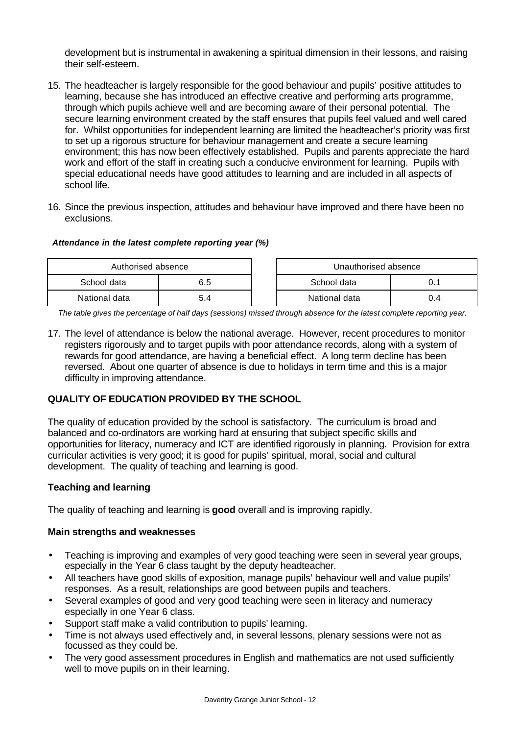development but is instrumental in awakening a spiritual dimension in their lessons, and raising their self-esteem.

15. The headteacher is largely responsible for the good behaviour and pupils' positive attitudes to learning, because she has introduced an effective creative and performing arts programme, through which pupils achieve well and are becoming aware of their personal potential. The secure learning environment created by the staff ensures that pupils feel valued and well cared for. Whilst opportunities for independent learning are limited the headteacher's priority was first to set up a rigorous structure for behaviour management and create a secure learning environment; this has now been effectively established. Pupils and parents appreciate the hard work and effort of the staff in creating such a conducive environment for learning. Pupils with special educational needs have good attitudes to learning and are included in all aspects of school life.

16. Since the previous inspection, attitudes and behaviour have improved and there have been no exclusions.

***Attendance in the latest complete reporting year (%)***

| Authorised absence | |
|---|---|
| School data | 6.5 |
| National data | 5.4 |

| Unauthorised absence | |
|---|---|
| School data | 0.1 |
| National data | 0.4 |

*The table gives the percentage of half days (sessions) missed through absence for the latest complete reporting year.*

17. The level of attendance is below the national average. However, recent procedures to monitor registers rigorously and to target pupils with poor attendance records, along with a system of rewards for good attendance, are having a beneficial effect. A long term decline has been reversed. About one quarter of absence is due to holidays in term time and this is a major difficulty in improving attendance.

## QUALITY OF EDUCATION PROVIDED BY THE SCHOOL

The quality of education provided by the school is satisfactory. The curriculum is broad and balanced and co-ordinators are working hard at ensuring that subject specific skills and opportunities for literacy, numeracy and ICT are identified rigorously in planning. Provision for extra curricular activities is very good; it is good for pupils' spiritual, moral, social and cultural development. The quality of teaching and learning is good.

### Teaching and learning

The quality of teaching and learning is **good** overall and is improving rapidly.

#### Main strengths and weaknesses

- Teaching is improving and examples of very good teaching were seen in several year groups, especially in the Year 6 class taught by the deputy headteacher.
- All teachers have good skills of exposition, manage pupils' behaviour well and value pupils' responses. As a result, relationships are good between pupils and teachers.
- Several examples of good and very good teaching were seen in literacy and numeracy especially in one Year 6 class.
- Support staff make a valid contribution to pupils' learning.
- Time is not always used effectively and, in several lessons, plenary sessions were not as focussed as they could be.
- The very good assessment procedures in English and mathematics are not used sufficiently well to move pupils on in their learning.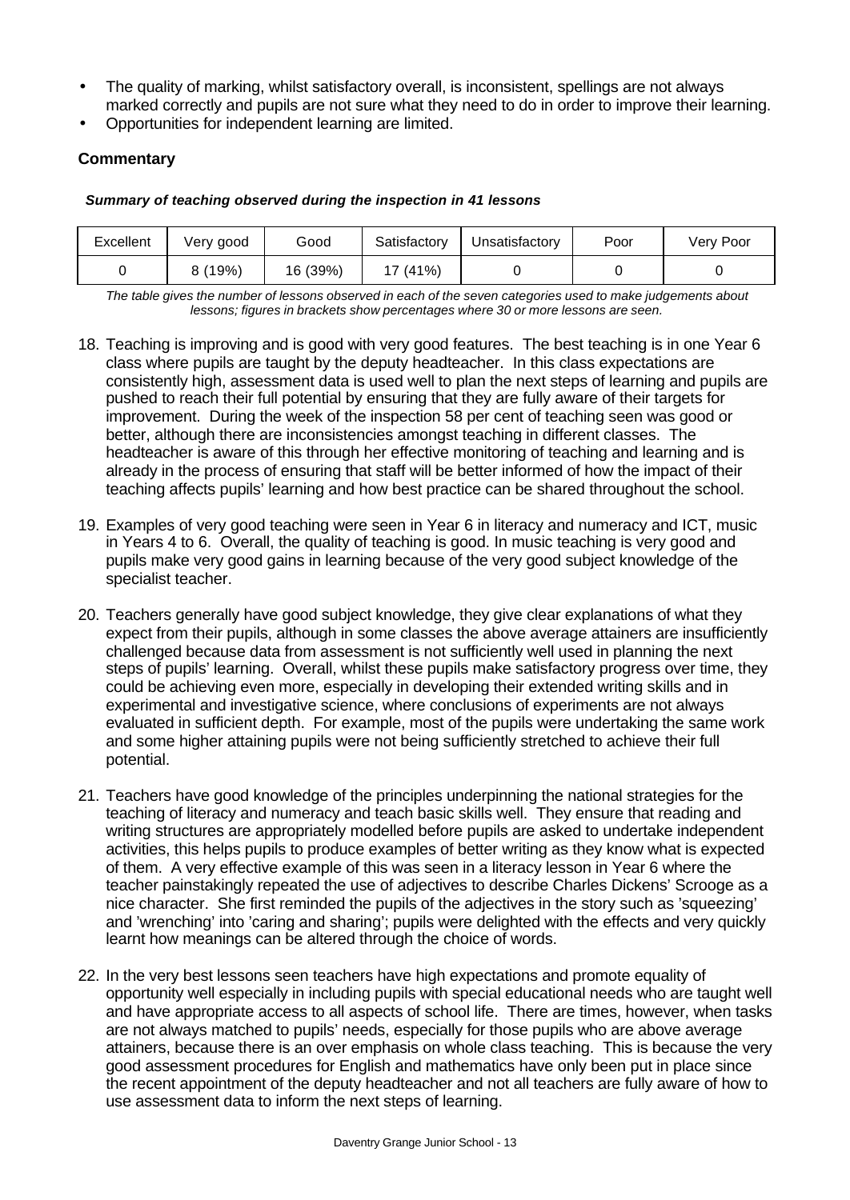- The quality of marking, whilst satisfactory overall, is inconsistent, spellings are not always marked correctly and pupils are not sure what they need to do in order to improve their learning.
- Opportunities for independent learning are limited.

**Commentary**

***Summary of teaching observed during the inspection in 41 lessons***

| Excellent | Very good | Good | Satisfactory | Unsatisfactory | Poor | Very Poor |
|---|---|---|---|---|---|---|
| 0 | 8 (19%) | 16 (39%) | 17 (41%) | 0 | 0 | 0 |

*The table gives the number of lessons observed in each of the seven categories used to make judgements about lessons; figures in brackets show percentages where 30 or more lessons are seen.*

18. Teaching is improving and is good with very good features. The best teaching is in one Year 6 class where pupils are taught by the deputy headteacher. In this class expectations are consistently high, assessment data is used well to plan the next steps of learning and pupils are pushed to reach their full potential by ensuring that they are fully aware of their targets for improvement. During the week of the inspection 58 per cent of teaching seen was good or better, although there are inconsistencies amongst teaching in different classes. The headteacher is aware of this through her effective monitoring of teaching and learning and is already in the process of ensuring that staff will be better informed of how the impact of their teaching affects pupils' learning and how best practice can be shared throughout the school.

19. Examples of very good teaching were seen in Year 6 in literacy and numeracy and ICT, music in Years 4 to 6. Overall, the quality of teaching is good. In music teaching is very good and pupils make very good gains in learning because of the very good subject knowledge of the specialist teacher.

20. Teachers generally have good subject knowledge, they give clear explanations of what they expect from their pupils, although in some classes the above average attainers are insufficiently challenged because data from assessment is not sufficiently well used in planning the next steps of pupils' learning. Overall, whilst these pupils make satisfactory progress over time, they could be achieving even more, especially in developing their extended writing skills and in experimental and investigative science, where conclusions of experiments are not always evaluated in sufficient depth. For example, most of the pupils were undertaking the same work and some higher attaining pupils were not being sufficiently stretched to achieve their full potential.

21. Teachers have good knowledge of the principles underpinning the national strategies for the teaching of literacy and numeracy and teach basic skills well. They ensure that reading and writing structures are appropriately modelled before pupils are asked to undertake independent activities, this helps pupils to produce examples of better writing as they know what is expected of them. A very effective example of this was seen in a literacy lesson in Year 6 where the teacher painstakingly repeated the use of adjectives to describe Charles Dickens' Scrooge as a nice character. She first reminded the pupils of the adjectives in the story such as 'squeezing' and 'wrenching' into 'caring and sharing'; pupils were delighted with the effects and very quickly learnt how meanings can be altered through the choice of words.

22. In the very best lessons seen teachers have high expectations and promote equality of opportunity well especially in including pupils with special educational needs who are taught well and have appropriate access to all aspects of school life. There are times, however, when tasks are not always matched to pupils' needs, especially for those pupils who are above average attainers, because there is an over emphasis on whole class teaching. This is because the very good assessment procedures for English and mathematics have only been put in place since the recent appointment of the deputy headteacher and not all teachers are fully aware of how to use assessment data to inform the next steps of learning.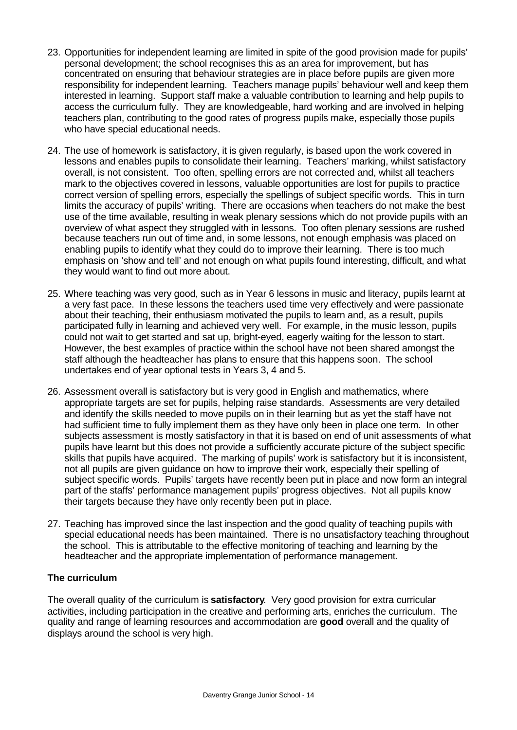23. Opportunities for independent learning are limited in spite of the good provision made for pupils' personal development; the school recognises this as an area for improvement, but has concentrated on ensuring that behaviour strategies are in place before pupils are given more responsibility for independent learning. Teachers manage pupils' behaviour well and keep them interested in learning. Support staff make a valuable contribution to learning and help pupils to access the curriculum fully. They are knowledgeable, hard working and are involved in helping teachers plan, contributing to the good rates of progress pupils make, especially those pupils who have special educational needs.

24. The use of homework is satisfactory, it is given regularly, is based upon the work covered in lessons and enables pupils to consolidate their learning. Teachers' marking, whilst satisfactory overall, is not consistent. Too often, spelling errors are not corrected and, whilst all teachers mark to the objectives covered in lessons, valuable opportunities are lost for pupils to practice correct version of spelling errors, especially the spellings of subject specific words. This in turn limits the accuracy of pupils' writing. There are occasions when teachers do not make the best use of the time available, resulting in weak plenary sessions which do not provide pupils with an overview of what aspect they struggled with in lessons. Too often plenary sessions are rushed because teachers run out of time and, in some lessons, not enough emphasis was placed on enabling pupils to identify what they could do to improve their learning. There is too much emphasis on 'show and tell' and not enough on what pupils found interesting, difficult, and what they would want to find out more about.

25. Where teaching was very good, such as in Year 6 lessons in music and literacy, pupils learnt at a very fast pace. In these lessons the teachers used time very effectively and were passionate about their teaching, their enthusiasm motivated the pupils to learn and, as a result, pupils participated fully in learning and achieved very well. For example, in the music lesson, pupils could not wait to get started and sat up, bright-eyed, eagerly waiting for the lesson to start. However, the best examples of practice within the school have not been shared amongst the staff although the headteacher has plans to ensure that this happens soon. The school undertakes end of year optional tests in Years 3, 4 and 5.

26. Assessment overall is satisfactory but is very good in English and mathematics, where appropriate targets are set for pupils, helping raise standards. Assessments are very detailed and identify the skills needed to move pupils on in their learning but as yet the staff have not had sufficient time to fully implement them as they have only been in place one term. In other subjects assessment is mostly satisfactory in that it is based on end of unit assessments of what pupils have learnt but this does not provide a sufficiently accurate picture of the subject specific skills that pupils have acquired. The marking of pupils' work is satisfactory but it is inconsistent, not all pupils are given guidance on how to improve their work, especially their spelling of subject specific words. Pupils' targets have recently been put in place and now form an integral part of the staffs' performance management pupils' progress objectives. Not all pupils know their targets because they have only recently been put in place.

27. Teaching has improved since the last inspection and the good quality of teaching pupils with special educational needs has been maintained. There is no unsatisfactory teaching throughout the school. This is attributable to the effective monitoring of teaching and learning by the headteacher and the appropriate implementation of performance management.

### The curriculum

The overall quality of the curriculum is **satisfactory**. Very good provision for extra curricular activities, including participation in the creative and performing arts, enriches the curriculum. The quality and range of learning resources and accommodation are **good** overall and the quality of displays around the school is very high.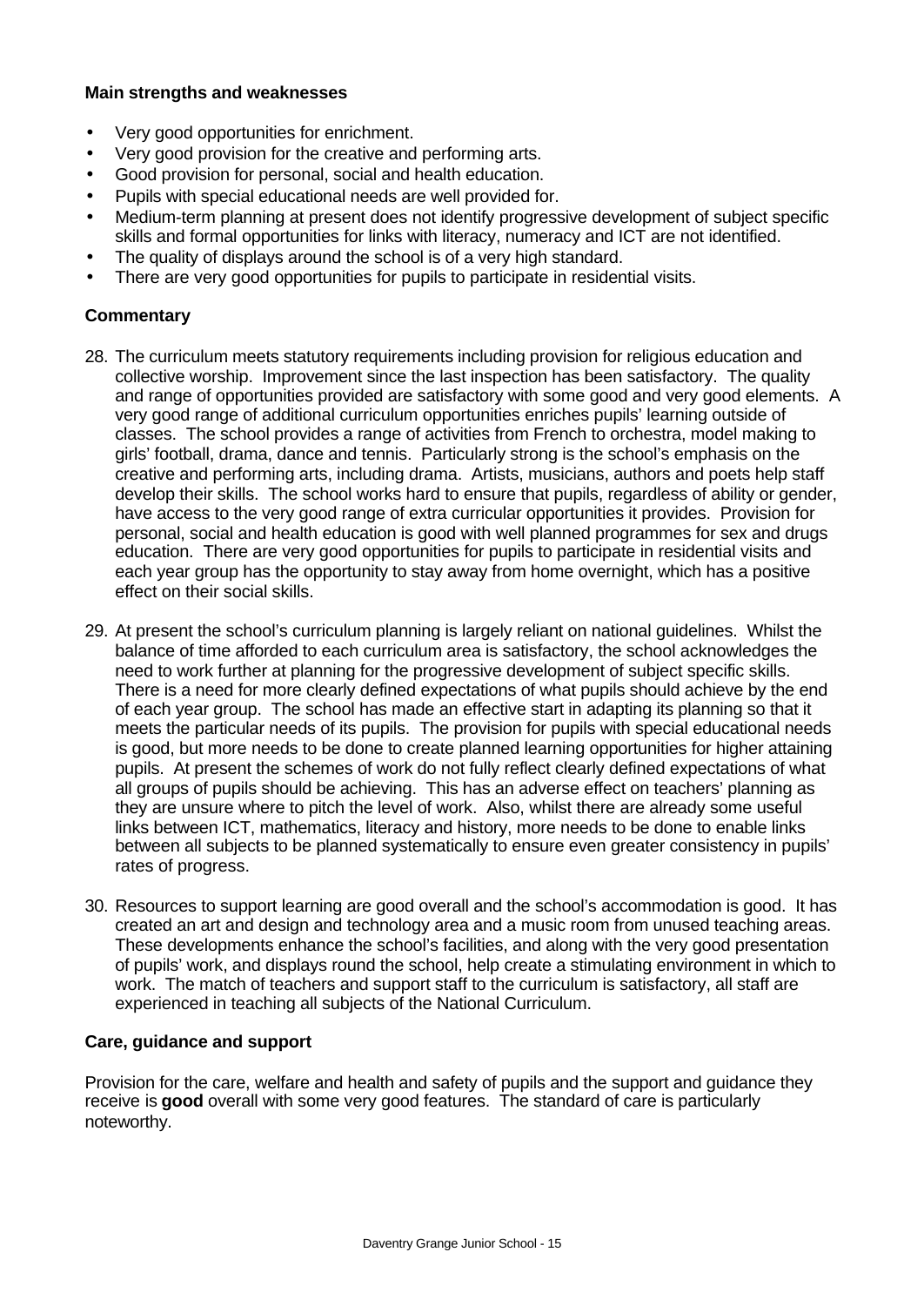**Main strengths and weaknesses**

- Very good opportunities for enrichment.
- Very good provision for the creative and performing arts.
- Good provision for personal, social and health education.
- Pupils with special educational needs are well provided for.
- Medium-term planning at present does not identify progressive development of subject specific skills and formal opportunities for links with literacy, numeracy and ICT are not identified.
- The quality of displays around the school is of a very high standard.
- There are very good opportunities for pupils to participate in residential visits.

**Commentary**

28. The curriculum meets statutory requirements including provision for religious education and collective worship. Improvement since the last inspection has been satisfactory. The quality and range of opportunities provided are satisfactory with some good and very good elements. A very good range of additional curriculum opportunities enriches pupils' learning outside of classes. The school provides a range of activities from French to orchestra, model making to girls' football, drama, dance and tennis. Particularly strong is the school's emphasis on the creative and performing arts, including drama. Artists, musicians, authors and poets help staff develop their skills. The school works hard to ensure that pupils, regardless of ability or gender, have access to the very good range of extra curricular opportunities it provides. Provision for personal, social and health education is good with well planned programmes for sex and drugs education. There are very good opportunities for pupils to participate in residential visits and each year group has the opportunity to stay away from home overnight, which has a positive effect on their social skills.

29. At present the school's curriculum planning is largely reliant on national guidelines. Whilst the balance of time afforded to each curriculum area is satisfactory, the school acknowledges the need to work further at planning for the progressive development of subject specific skills. There is a need for more clearly defined expectations of what pupils should achieve by the end of each year group. The school has made an effective start in adapting its planning so that it meets the particular needs of its pupils. The provision for pupils with special educational needs is good, but more needs to be done to create planned learning opportunities for higher attaining pupils. At present the schemes of work do not fully reflect clearly defined expectations of what all groups of pupils should be achieving. This has an adverse effect on teachers' planning as they are unsure where to pitch the level of work. Also, whilst there are already some useful links between ICT, mathematics, literacy and history, more needs to be done to enable links between all subjects to be planned systematically to ensure even greater consistency in pupils' rates of progress.

30. Resources to support learning are good overall and the school's accommodation is good. It has created an art and design and technology area and a music room from unused teaching areas. These developments enhance the school's facilities, and along with the very good presentation of pupils' work, and displays round the school, help create a stimulating environment in which to work. The match of teachers and support staff to the curriculum is satisfactory, all staff are experienced in teaching all subjects of the National Curriculum.

**Care, guidance and support**

Provision for the care, welfare and health and safety of pupils and the support and guidance they receive is **good** overall with some very good features. The standard of care is particularly noteworthy.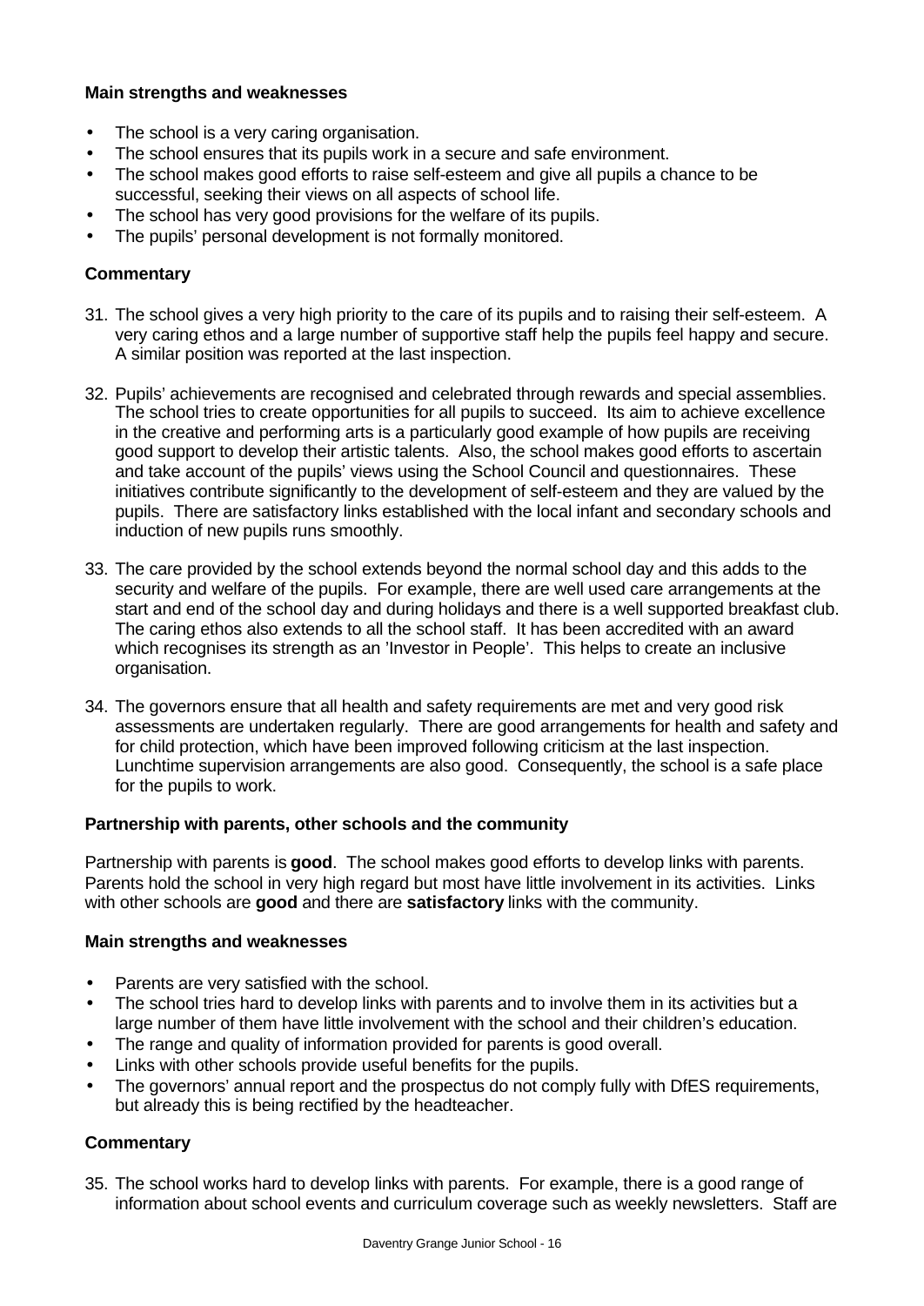**Main strengths and weaknesses**

- The school is a very caring organisation.
- The school ensures that its pupils work in a secure and safe environment.
- The school makes good efforts to raise self-esteem and give all pupils a chance to be successful, seeking their views on all aspects of school life.
- The school has very good provisions for the welfare of its pupils.
- The pupils' personal development is not formally monitored.

**Commentary**

31. The school gives a very high priority to the care of its pupils and to raising their self-esteem. A very caring ethos and a large number of supportive staff help the pupils feel happy and secure. A similar position was reported at the last inspection.

32. Pupils' achievements are recognised and celebrated through rewards and special assemblies. The school tries to create opportunities for all pupils to succeed. Its aim to achieve excellence in the creative and performing arts is a particularly good example of how pupils are receiving good support to develop their artistic talents. Also, the school makes good efforts to ascertain and take account of the pupils' views using the School Council and questionnaires. These initiatives contribute significantly to the development of self-esteem and they are valued by the pupils. There are satisfactory links established with the local infant and secondary schools and induction of new pupils runs smoothly.

33. The care provided by the school extends beyond the normal school day and this adds to the security and welfare of the pupils. For example, there are well used care arrangements at the start and end of the school day and during holidays and there is a well supported breakfast club. The caring ethos also extends to all the school staff. It has been accredited with an award which recognises its strength as an 'Investor in People'. This helps to create an inclusive organisation.

34. The governors ensure that all health and safety requirements are met and very good risk assessments are undertaken regularly. There are good arrangements for health and safety and for child protection, which have been improved following criticism at the last inspection. Lunchtime supervision arrangements are also good. Consequently, the school is a safe place for the pupils to work.

**Partnership with parents, other schools and the community**

Partnership with parents is **good**. The school makes good efforts to develop links with parents. Parents hold the school in very high regard but most have little involvement in its activities. Links with other schools are **good** and there are **satisfactory** links with the community.

**Main strengths and weaknesses**

- Parents are very satisfied with the school.
- The school tries hard to develop links with parents and to involve them in its activities but a large number of them have little involvement with the school and their children's education.
- The range and quality of information provided for parents is good overall.
- Links with other schools provide useful benefits for the pupils.
- The governors' annual report and the prospectus do not comply fully with DfES requirements, but already this is being rectified by the headteacher.

**Commentary**

35. The school works hard to develop links with parents. For example, there is a good range of information about school events and curriculum coverage such as weekly newsletters. Staff are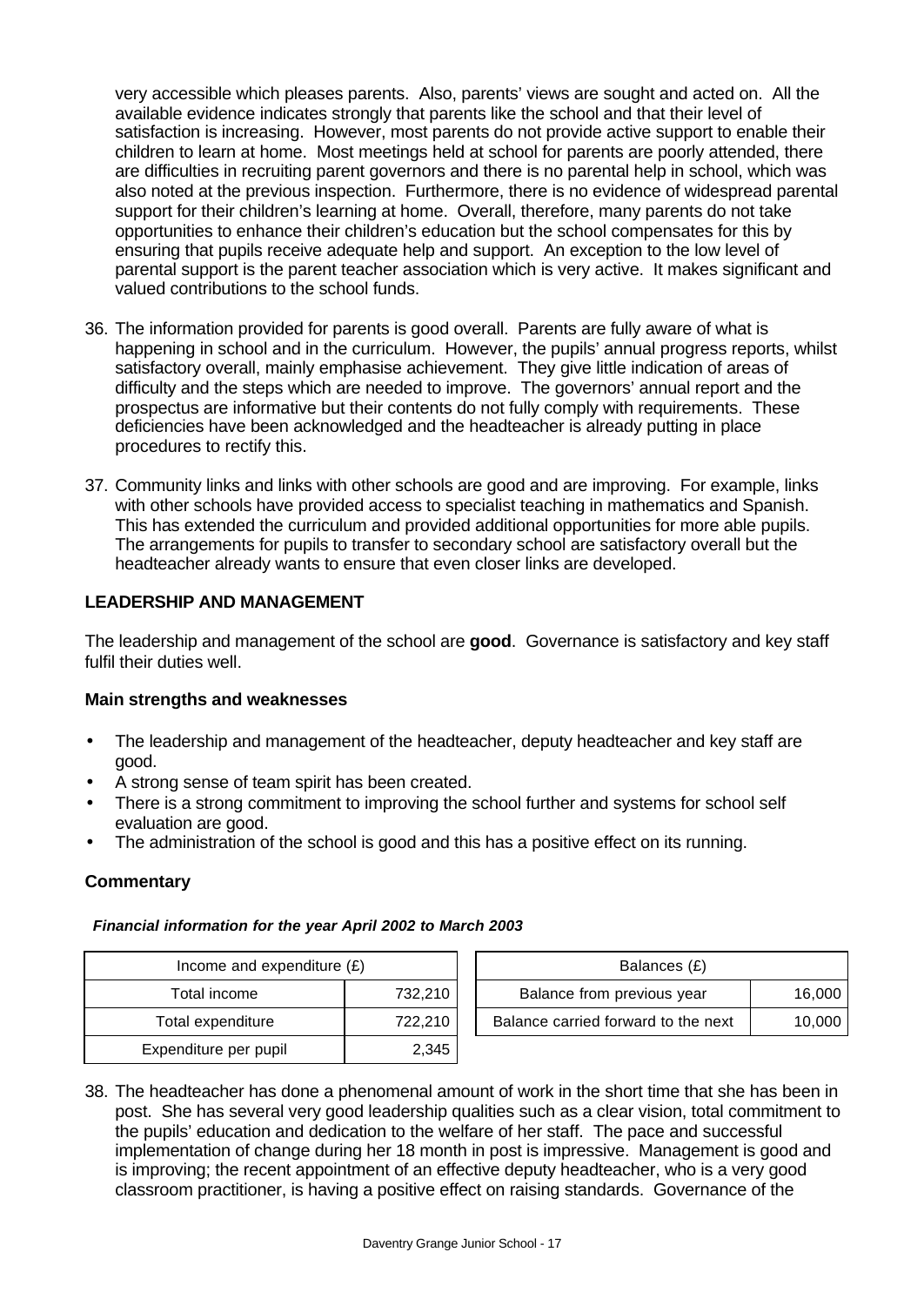very accessible which pleases parents. Also, parents' views are sought and acted on. All the available evidence indicates strongly that parents like the school and that their level of satisfaction is increasing. However, most parents do not provide active support to enable their children to learn at home. Most meetings held at school for parents are poorly attended, there are difficulties in recruiting parent governors and there is no parental help in school, which was also noted at the previous inspection. Furthermore, there is no evidence of widespread parental support for their children's learning at home. Overall, therefore, many parents do not take opportunities to enhance their children's education but the school compensates for this by ensuring that pupils receive adequate help and support. An exception to the low level of parental support is the parent teacher association which is very active. It makes significant and valued contributions to the school funds.

36. The information provided for parents is good overall. Parents are fully aware of what is happening in school and in the curriculum. However, the pupils' annual progress reports, whilst satisfactory overall, mainly emphasise achievement. They give little indication of areas of difficulty and the steps which are needed to improve. The governors' annual report and the prospectus are informative but their contents do not fully comply with requirements. These deficiencies have been acknowledged and the headteacher is already putting in place procedures to rectify this.

37. Community links and links with other schools are good and are improving. For example, links with other schools have provided access to specialist teaching in mathematics and Spanish. This has extended the curriculum and provided additional opportunities for more able pupils. The arrangements for pupils to transfer to secondary school are satisfactory overall but the headteacher already wants to ensure that even closer links are developed.

## LEADERSHIP AND MANAGEMENT

The leadership and management of the school are **good**. Governance is satisfactory and key staff fulfil their duties well.

### Main strengths and weaknesses

- The leadership and management of the headteacher, deputy headteacher and key staff are good.
- A strong sense of team spirit has been created.
- There is a strong commitment to improving the school further and systems for school self evaluation are good.
- The administration of the school is good and this has a positive effect on its running.

### Commentary

***Financial information for the year April 2002 to March 2003***

| Income and expenditure (£) | |
|---|---|
| Total income | 732,210 |
| Total expenditure | 722,210 |
| Expenditure per pupil | 2,345 |

| Balances (£) | |
|---|---|
| Balance from previous year | 16,000 |
| Balance carried forward to the next | 10,000 |

38. The headteacher has done a phenomenal amount of work in the short time that she has been in post. She has several very good leadership qualities such as a clear vision, total commitment to the pupils' education and dedication to the welfare of her staff. The pace and successful implementation of change during her 18 month in post is impressive. Management is good and is improving; the recent appointment of an effective deputy headteacher, who is a very good classroom practitioner, is having a positive effect on raising standards. Governance of the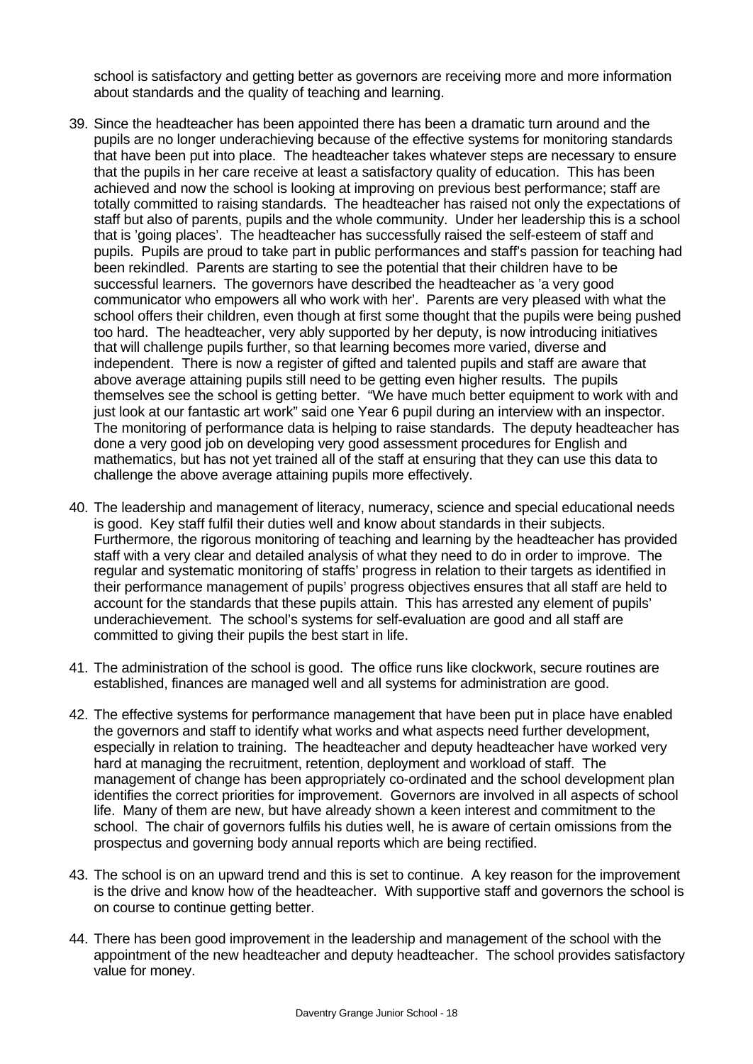school is satisfactory and getting better as governors are receiving more and more information about standards and the quality of teaching and learning.

39. Since the headteacher has been appointed there has been a dramatic turn around and the pupils are no longer underachieving because of the effective systems for monitoring standards that have been put into place. The headteacher takes whatever steps are necessary to ensure that the pupils in her care receive at least a satisfactory quality of education. This has been achieved and now the school is looking at improving on previous best performance; staff are totally committed to raising standards. The headteacher has raised not only the expectations of staff but also of parents, pupils and the whole community. Under her leadership this is a school that is 'going places'. The headteacher has successfully raised the self-esteem of staff and pupils. Pupils are proud to take part in public performances and staff's passion for teaching had been rekindled. Parents are starting to see the potential that their children have to be successful learners. The governors have described the headteacher as 'a very good communicator who empowers all who work with her'. Parents are very pleased with what the school offers their children, even though at first some thought that the pupils were being pushed too hard. The headteacher, very ably supported by her deputy, is now introducing initiatives that will challenge pupils further, so that learning becomes more varied, diverse and independent. There is now a register of gifted and talented pupils and staff are aware that above average attaining pupils still need to be getting even higher results. The pupils themselves see the school is getting better. "We have much better equipment to work with and just look at our fantastic art work" said one Year 6 pupil during an interview with an inspector. The monitoring of performance data is helping to raise standards. The deputy headteacher has done a very good job on developing very good assessment procedures for English and mathematics, but has not yet trained all of the staff at ensuring that they can use this data to challenge the above average attaining pupils more effectively.

40. The leadership and management of literacy, numeracy, science and special educational needs is good. Key staff fulfil their duties well and know about standards in their subjects. Furthermore, the rigorous monitoring of teaching and learning by the headteacher has provided staff with a very clear and detailed analysis of what they need to do in order to improve. The regular and systematic monitoring of staffs' progress in relation to their targets as identified in their performance management of pupils' progress objectives ensures that all staff are held to account for the standards that these pupils attain. This has arrested any element of pupils' underachievement. The school's systems for self-evaluation are good and all staff are committed to giving their pupils the best start in life.

41. The administration of the school is good. The office runs like clockwork, secure routines are established, finances are managed well and all systems for administration are good.

42. The effective systems for performance management that have been put in place have enabled the governors and staff to identify what works and what aspects need further development, especially in relation to training. The headteacher and deputy headteacher have worked very hard at managing the recruitment, retention, deployment and workload of staff. The management of change has been appropriately co-ordinated and the school development plan identifies the correct priorities for improvement. Governors are involved in all aspects of school life. Many of them are new, but have already shown a keen interest and commitment to the school. The chair of governors fulfils his duties well, he is aware of certain omissions from the prospectus and governing body annual reports which are being rectified.

43. The school is on an upward trend and this is set to continue. A key reason for the improvement is the drive and know how of the headteacher. With supportive staff and governors the school is on course to continue getting better.

44. There has been good improvement in the leadership and management of the school with the appointment of the new headteacher and deputy headteacher. The school provides satisfactory value for money.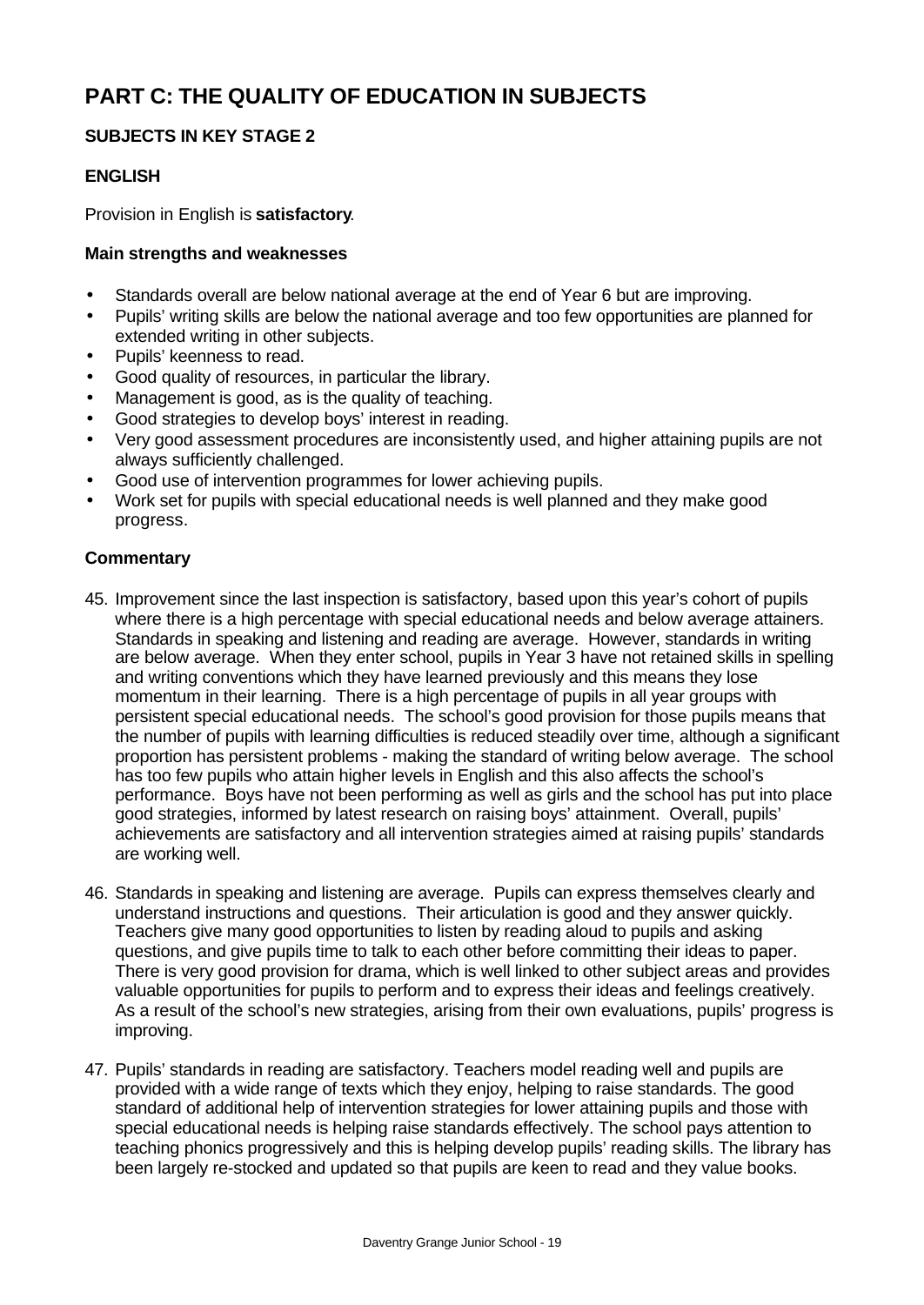# PART C: THE QUALITY OF EDUCATION IN SUBJECTS

## SUBJECTS IN KEY STAGE 2

### ENGLISH

Provision in English is **satisfactory**.

#### Main strengths and weaknesses

- Standards overall are below national average at the end of Year 6 but are improving.
- Pupils' writing skills are below the national average and too few opportunities are planned for extended writing in other subjects.
- Pupils' keenness to read.
- Good quality of resources, in particular the library.
- Management is good, as is the quality of teaching.
- Good strategies to develop boys' interest in reading.
- Very good assessment procedures are inconsistently used, and higher attaining pupils are not always sufficiently challenged.
- Good use of intervention programmes for lower achieving pupils.
- Work set for pupils with special educational needs is well planned and they make good progress.

#### Commentary

45. Improvement since the last inspection is satisfactory, based upon this year's cohort of pupils where there is a high percentage with special educational needs and below average attainers. Standards in speaking and listening and reading are average. However, standards in writing are below average. When they enter school, pupils in Year 3 have not retained skills in spelling and writing conventions which they have learned previously and this means they lose momentum in their learning. There is a high percentage of pupils in all year groups with persistent special educational needs. The school's good provision for those pupils means that the number of pupils with learning difficulties is reduced steadily over time, although a significant proportion has persistent problems - making the standard of writing below average. The school has too few pupils who attain higher levels in English and this also affects the school's performance. Boys have not been performing as well as girls and the school has put into place good strategies, informed by latest research on raising boys' attainment. Overall, pupils' achievements are satisfactory and all intervention strategies aimed at raising pupils' standards are working well.

46. Standards in speaking and listening are average. Pupils can express themselves clearly and understand instructions and questions. Their articulation is good and they answer quickly. Teachers give many good opportunities to listen by reading aloud to pupils and asking questions, and give pupils time to talk to each other before committing their ideas to paper. There is very good provision for drama, which is well linked to other subject areas and provides valuable opportunities for pupils to perform and to express their ideas and feelings creatively. As a result of the school's new strategies, arising from their own evaluations, pupils' progress is improving.

47. Pupils' standards in reading are satisfactory. Teachers model reading well and pupils are provided with a wide range of texts which they enjoy, helping to raise standards. The good standard of additional help of intervention strategies for lower attaining pupils and those with special educational needs is helping raise standards effectively. The school pays attention to teaching phonics progressively and this is helping develop pupils' reading skills. The library has been largely re-stocked and updated so that pupils are keen to read and they value books.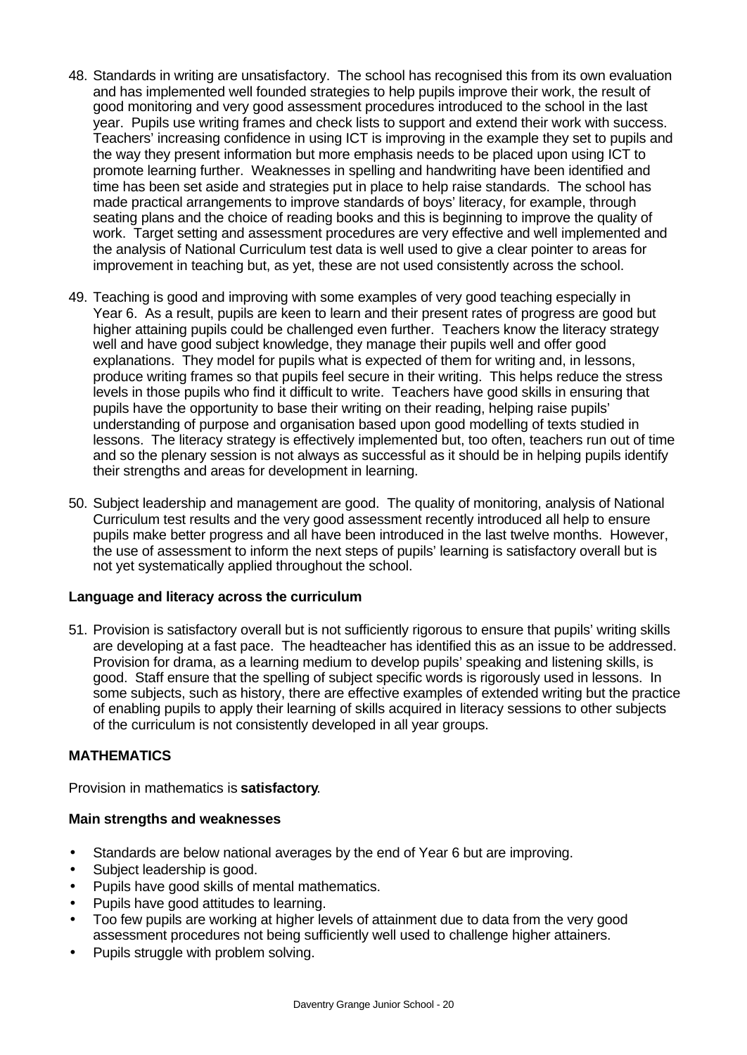48. Standards in writing are unsatisfactory. The school has recognised this from its own evaluation and has implemented well founded strategies to help pupils improve their work, the result of good monitoring and very good assessment procedures introduced to the school in the last year. Pupils use writing frames and check lists to support and extend their work with success. Teachers' increasing confidence in using ICT is improving in the example they set to pupils and the way they present information but more emphasis needs to be placed upon using ICT to promote learning further. Weaknesses in spelling and handwriting have been identified and time has been set aside and strategies put in place to help raise standards. The school has made practical arrangements to improve standards of boys' literacy, for example, through seating plans and the choice of reading books and this is beginning to improve the quality of work. Target setting and assessment procedures are very effective and well implemented and the analysis of National Curriculum test data is well used to give a clear pointer to areas for improvement in teaching but, as yet, these are not used consistently across the school.

49. Teaching is good and improving with some examples of very good teaching especially in Year 6. As a result, pupils are keen to learn and their present rates of progress are good but higher attaining pupils could be challenged even further. Teachers know the literacy strategy well and have good subject knowledge, they manage their pupils well and offer good explanations. They model for pupils what is expected of them for writing and, in lessons, produce writing frames so that pupils feel secure in their writing. This helps reduce the stress levels in those pupils who find it difficult to write. Teachers have good skills in ensuring that pupils have the opportunity to base their writing on their reading, helping raise pupils' understanding of purpose and organisation based upon good modelling of texts studied in lessons. The literacy strategy is effectively implemented but, too often, teachers run out of time and so the plenary session is not always as successful as it should be in helping pupils identify their strengths and areas for development in learning.

50. Subject leadership and management are good. The quality of monitoring, analysis of National Curriculum test results and the very good assessment recently introduced all help to ensure pupils make better progress and all have been introduced in the last twelve months. However, the use of assessment to inform the next steps of pupils' learning is satisfactory overall but is not yet systematically applied throughout the school.

**Language and literacy across the curriculum**

51. Provision is satisfactory overall but is not sufficiently rigorous to ensure that pupils' writing skills are developing at a fast pace. The headteacher has identified this as an issue to be addressed. Provision for drama, as a learning medium to develop pupils' speaking and listening skills, is good. Staff ensure that the spelling of subject specific words is rigorously used in lessons. In some subjects, such as history, there are effective examples of extended writing but the practice of enabling pupils to apply their learning of skills acquired in literacy sessions to other subjects of the curriculum is not consistently developed in all year groups.

## MATHEMATICS

Provision in mathematics is **satisfactory**.

**Main strengths and weaknesses**

- Standards are below national averages by the end of Year 6 but are improving.
- Subject leadership is good.
- Pupils have good skills of mental mathematics.
- Pupils have good attitudes to learning.
- Too few pupils are working at higher levels of attainment due to data from the very good assessment procedures not being sufficiently well used to challenge higher attainers.
- Pupils struggle with problem solving.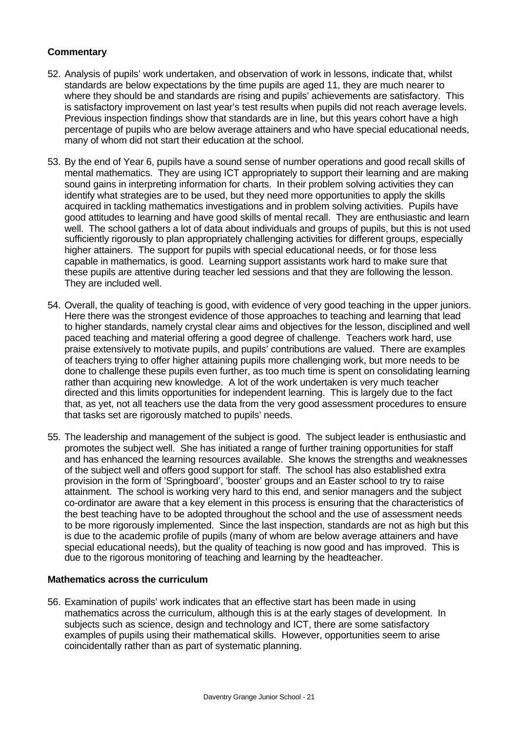**Commentary**

52. Analysis of pupils' work undertaken, and observation of work in lessons, indicate that, whilst standards are below expectations by the time pupils are aged 11, they are much nearer to where they should be and standards are rising and pupils' achievements are satisfactory. This is satisfactory improvement on last year's test results when pupils did not reach average levels. Previous inspection findings show that standards are in line, but this years cohort have a high percentage of pupils who are below average attainers and who have special educational needs, many of whom did not start their education at the school.

53. By the end of Year 6, pupils have a sound sense of number operations and good recall skills of mental mathematics. They are using ICT appropriately to support their learning and are making sound gains in interpreting information for charts. In their problem solving activities they can identify what strategies are to be used, but they need more opportunities to apply the skills acquired in tackling mathematics investigations and in problem solving activities. Pupils have good attitudes to learning and have good skills of mental recall. They are enthusiastic and learn well. The school gathers a lot of data about individuals and groups of pupils, but this is not used sufficiently rigorously to plan appropriately challenging activities for different groups, especially higher attainers. The support for pupils with special educational needs, or for those less capable in mathematics, is good. Learning support assistants work hard to make sure that these pupils are attentive during teacher led sessions and that they are following the lesson. They are included well.

54. Overall, the quality of teaching is good, with evidence of very good teaching in the upper juniors. Here there was the strongest evidence of those approaches to teaching and learning that lead to higher standards, namely crystal clear aims and objectives for the lesson, disciplined and well paced teaching and material offering a good degree of challenge. Teachers work hard, use praise extensively to motivate pupils, and pupils' contributions are valued. There are examples of teachers trying to offer higher attaining pupils more challenging work, but more needs to be done to challenge these pupils even further, as too much time is spent on consolidating learning rather than acquiring new knowledge. A lot of the work undertaken is very much teacher directed and this limits opportunities for independent learning. This is largely due to the fact that, as yet, not all teachers use the data from the very good assessment procedures to ensure that tasks set are rigorously matched to pupils' needs.

55. The leadership and management of the subject is good. The subject leader is enthusiastic and promotes the subject well. She has initiated a range of further training opportunities for staff and has enhanced the learning resources available. She knows the strengths and weaknesses of the subject well and offers good support for staff. The school has also established extra provision in the form of 'Springboard', 'booster' groups and an Easter school to try to raise attainment. The school is working very hard to this end, and senior managers and the subject co-ordinator are aware that a key element in this process is ensuring that the characteristics of the best teaching have to be adopted throughout the school and the use of assessment needs to be more rigorously implemented. Since the last inspection, standards are not as high but this is due to the academic profile of pupils (many of whom are below average attainers and have special educational needs), but the quality of teaching is now good and has improved. This is due to the rigorous monitoring of teaching and learning by the headteacher.

**Mathematics across the curriculum**

56. Examination of pupils' work indicates that an effective start has been made in using mathematics across the curriculum, although this is at the early stages of development. In subjects such as science, design and technology and ICT, there are some satisfactory examples of pupils using their mathematical skills. However, opportunities seem to arise coincidentally rather than as part of systematic planning.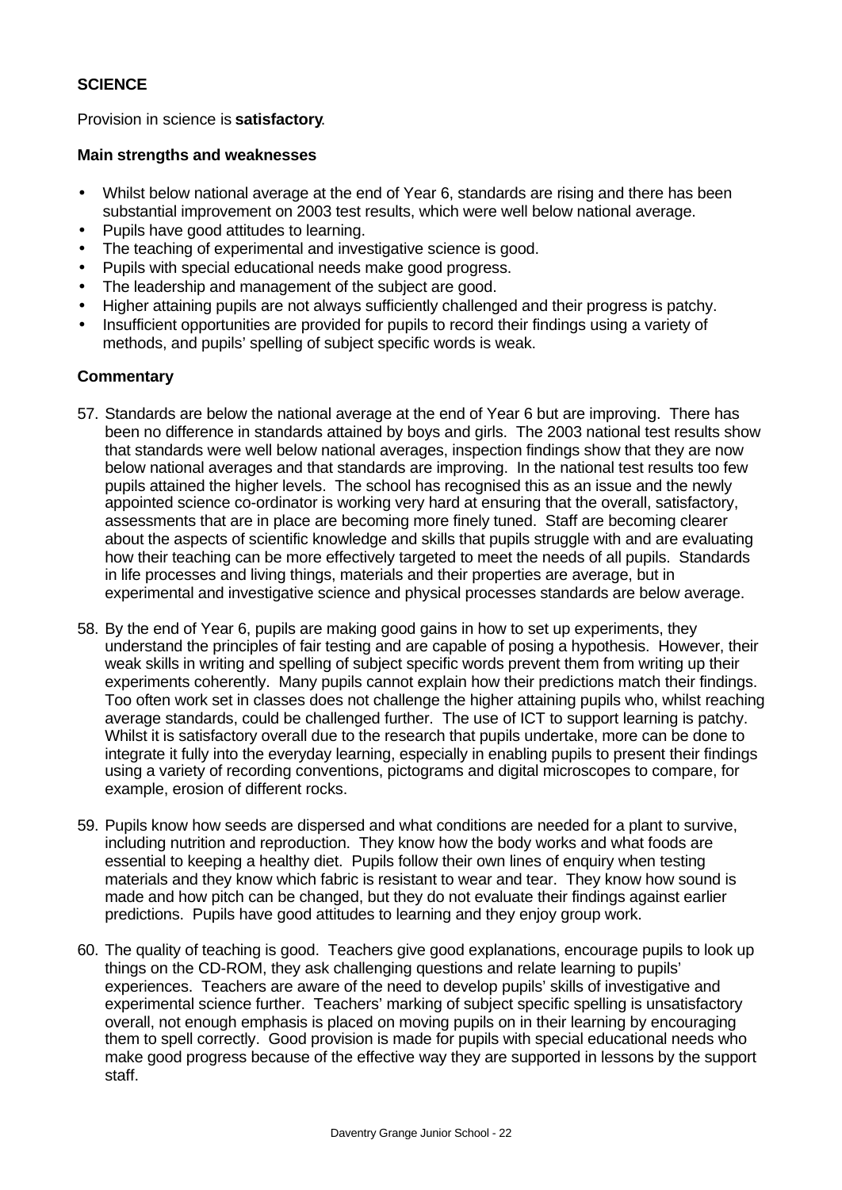## SCIENCE

Provision in science is **satisfactory**.

### Main strengths and weaknesses

- Whilst below national average at the end of Year 6, standards are rising and there has been substantial improvement on 2003 test results, which were well below national average.
- Pupils have good attitudes to learning.
- The teaching of experimental and investigative science is good.
- Pupils with special educational needs make good progress.
- The leadership and management of the subject are good.
- Higher attaining pupils are not always sufficiently challenged and their progress is patchy.
- Insufficient opportunities are provided for pupils to record their findings using a variety of methods, and pupils' spelling of subject specific words is weak.

### Commentary

57. Standards are below the national average at the end of Year 6 but are improving. There has been no difference in standards attained by boys and girls. The 2003 national test results show that standards were well below national averages, inspection findings show that they are now below national averages and that standards are improving. In the national test results too few pupils attained the higher levels. The school has recognised this as an issue and the newly appointed science co-ordinator is working very hard at ensuring that the overall, satisfactory, assessments that are in place are becoming more finely tuned. Staff are becoming clearer about the aspects of scientific knowledge and skills that pupils struggle with and are evaluating how their teaching can be more effectively targeted to meet the needs of all pupils. Standards in life processes and living things, materials and their properties are average, but in experimental and investigative science and physical processes standards are below average.

58. By the end of Year 6, pupils are making good gains in how to set up experiments, they understand the principles of fair testing and are capable of posing a hypothesis. However, their weak skills in writing and spelling of subject specific words prevent them from writing up their experiments coherently. Many pupils cannot explain how their predictions match their findings. Too often work set in classes does not challenge the higher attaining pupils who, whilst reaching average standards, could be challenged further. The use of ICT to support learning is patchy. Whilst it is satisfactory overall due to the research that pupils undertake, more can be done to integrate it fully into the everyday learning, especially in enabling pupils to present their findings using a variety of recording conventions, pictograms and digital microscopes to compare, for example, erosion of different rocks.

59. Pupils know how seeds are dispersed and what conditions are needed for a plant to survive, including nutrition and reproduction. They know how the body works and what foods are essential to keeping a healthy diet. Pupils follow their own lines of enquiry when testing materials and they know which fabric is resistant to wear and tear. They know how sound is made and how pitch can be changed, but they do not evaluate their findings against earlier predictions. Pupils have good attitudes to learning and they enjoy group work.

60. The quality of teaching is good. Teachers give good explanations, encourage pupils to look up things on the CD-ROM, they ask challenging questions and relate learning to pupils' experiences. Teachers are aware of the need to develop pupils' skills of investigative and experimental science further. Teachers' marking of subject specific spelling is unsatisfactory overall, not enough emphasis is placed on moving pupils on in their learning by encouraging them to spell correctly. Good provision is made for pupils with special educational needs who make good progress because of the effective way they are supported in lessons by the support staff.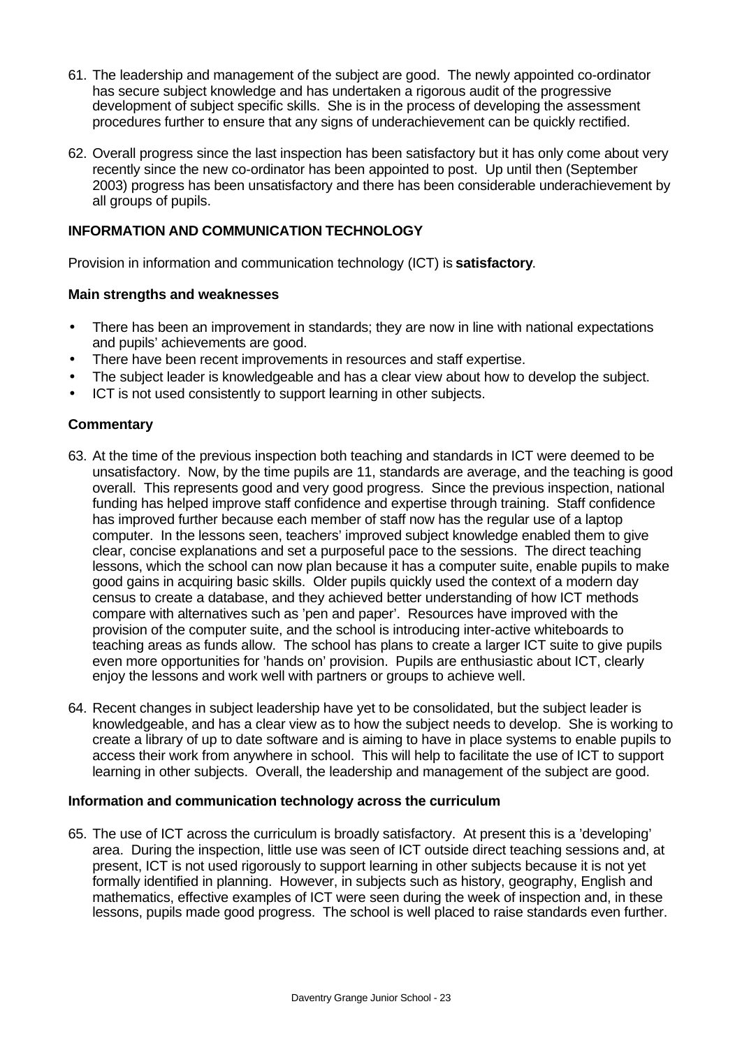61. The leadership and management of the subject are good. The newly appointed co-ordinator has secure subject knowledge and has undertaken a rigorous audit of the progressive development of subject specific skills. She is in the process of developing the assessment procedures further to ensure that any signs of underachievement can be quickly rectified.

62. Overall progress since the last inspection has been satisfactory but it has only come about very recently since the new co-ordinator has been appointed to post. Up until then (September 2003) progress has been unsatisfactory and there has been considerable underachievement by all groups of pupils.

## INFORMATION AND COMMUNICATION TECHNOLOGY

Provision in information and communication technology (ICT) is **satisfactory**.

### Main strengths and weaknesses

- There has been an improvement in standards; they are now in line with national expectations and pupils' achievements are good.
- There have been recent improvements in resources and staff expertise.
- The subject leader is knowledgeable and has a clear view about how to develop the subject.
- ICT is not used consistently to support learning in other subjects.

### Commentary

63. At the time of the previous inspection both teaching and standards in ICT were deemed to be unsatisfactory. Now, by the time pupils are 11, standards are average, and the teaching is good overall. This represents good and very good progress. Since the previous inspection, national funding has helped improve staff confidence and expertise through training. Staff confidence has improved further because each member of staff now has the regular use of a laptop computer. In the lessons seen, teachers' improved subject knowledge enabled them to give clear, concise explanations and set a purposeful pace to the sessions. The direct teaching lessons, which the school can now plan because it has a computer suite, enable pupils to make good gains in acquiring basic skills. Older pupils quickly used the context of a modern day census to create a database, and they achieved better understanding of how ICT methods compare with alternatives such as 'pen and paper'. Resources have improved with the provision of the computer suite, and the school is introducing inter-active whiteboards to teaching areas as funds allow. The school has plans to create a larger ICT suite to give pupils even more opportunities for 'hands on' provision. Pupils are enthusiastic about ICT, clearly enjoy the lessons and work well with partners or groups to achieve well.

64. Recent changes in subject leadership have yet to be consolidated, but the subject leader is knowledgeable, and has a clear view as to how the subject needs to develop. She is working to create a library of up to date software and is aiming to have in place systems to enable pupils to access their work from anywhere in school. This will help to facilitate the use of ICT to support learning in other subjects. Overall, the leadership and management of the subject are good.

### Information and communication technology across the curriculum

65. The use of ICT across the curriculum is broadly satisfactory. At present this is a 'developing' area. During the inspection, little use was seen of ICT outside direct teaching sessions and, at present, ICT is not used rigorously to support learning in other subjects because it is not yet formally identified in planning. However, in subjects such as history, geography, English and mathematics, effective examples of ICT were seen during the week of inspection and, in these lessons, pupils made good progress. The school is well placed to raise standards even further.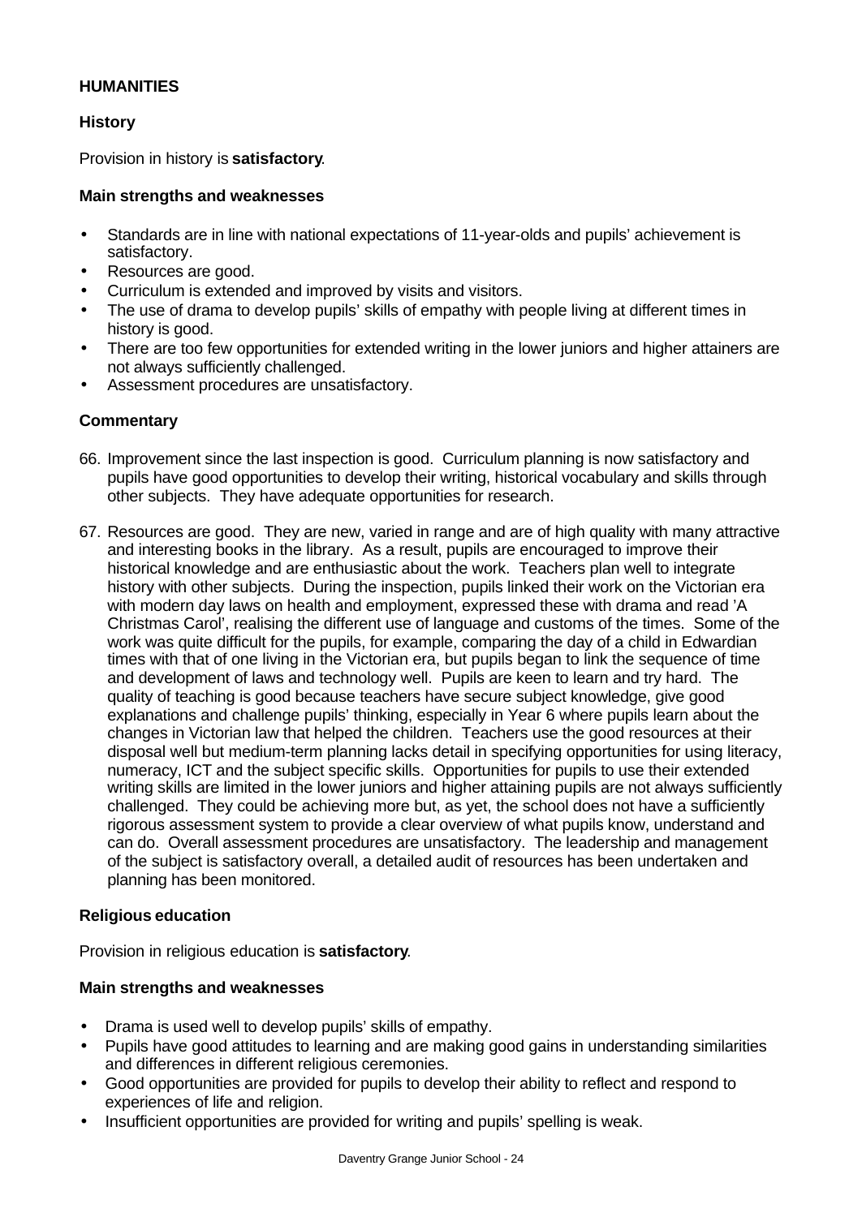## HUMANITIES

### History

Provision in history is **satisfactory**.

**Main strengths and weaknesses**

- Standards are in line with national expectations of 11-year-olds and pupils' achievement is satisfactory.
- Resources are good.
- Curriculum is extended and improved by visits and visitors.
- The use of drama to develop pupils' skills of empathy with people living at different times in history is good.
- There are too few opportunities for extended writing in the lower juniors and higher attainers are not always sufficiently challenged.
- Assessment procedures are unsatisfactory.

**Commentary**

66. Improvement since the last inspection is good. Curriculum planning is now satisfactory and pupils have good opportunities to develop their writing, historical vocabulary and skills through other subjects. They have adequate opportunities for research.

67. Resources are good. They are new, varied in range and are of high quality with many attractive and interesting books in the library. As a result, pupils are encouraged to improve their historical knowledge and are enthusiastic about the work. Teachers plan well to integrate history with other subjects. During the inspection, pupils linked their work on the Victorian era with modern day laws on health and employment, expressed these with drama and read 'A Christmas Carol', realising the different use of language and customs of the times. Some of the work was quite difficult for the pupils, for example, comparing the day of a child in Edwardian times with that of one living in the Victorian era, but pupils began to link the sequence of time and development of laws and technology well. Pupils are keen to learn and try hard. The quality of teaching is good because teachers have secure subject knowledge, give good explanations and challenge pupils' thinking, especially in Year 6 where pupils learn about the changes in Victorian law that helped the children. Teachers use the good resources at their disposal well but medium-term planning lacks detail in specifying opportunities for using literacy, numeracy, ICT and the subject specific skills. Opportunities for pupils to use their extended writing skills are limited in the lower juniors and higher attaining pupils are not always sufficiently challenged. They could be achieving more but, as yet, the school does not have a sufficiently rigorous assessment system to provide a clear overview of what pupils know, understand and can do. Overall assessment procedures are unsatisfactory. The leadership and management of the subject is satisfactory overall, a detailed audit of resources has been undertaken and planning has been monitored.

### Religious education

Provision in religious education is **satisfactory**.

**Main strengths and weaknesses**

- Drama is used well to develop pupils' skills of empathy.
- Pupils have good attitudes to learning and are making good gains in understanding similarities and differences in different religious ceremonies.
- Good opportunities are provided for pupils to develop their ability to reflect and respond to experiences of life and religion.
- Insufficient opportunities are provided for writing and pupils' spelling is weak.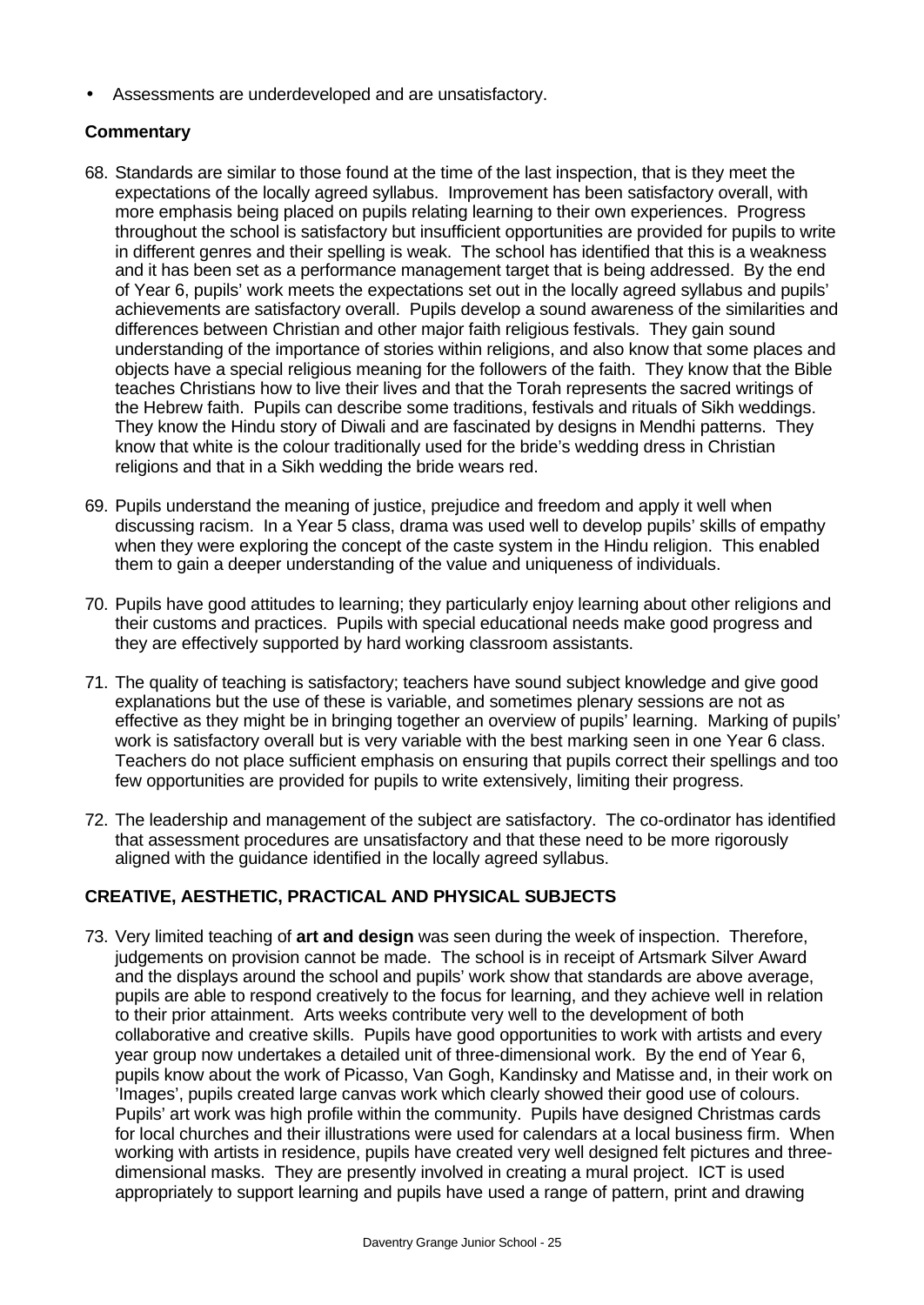- Assessments are underdeveloped and are unsatisfactory.

**Commentary**

68. Standards are similar to those found at the time of the last inspection, that is they meet the expectations of the locally agreed syllabus. Improvement has been satisfactory overall, with more emphasis being placed on pupils relating learning to their own experiences. Progress throughout the school is satisfactory but insufficient opportunities are provided for pupils to write in different genres and their spelling is weak. The school has identified that this is a weakness and it has been set as a performance management target that is being addressed. By the end of Year 6, pupils' work meets the expectations set out in the locally agreed syllabus and pupils' achievements are satisfactory overall. Pupils develop a sound awareness of the similarities and differences between Christian and other major faith religious festivals. They gain sound understanding of the importance of stories within religions, and also know that some places and objects have a special religious meaning for the followers of the faith. They know that the Bible teaches Christians how to live their lives and that the Torah represents the sacred writings of the Hebrew faith. Pupils can describe some traditions, festivals and rituals of Sikh weddings. They know the Hindu story of Diwali and are fascinated by designs in Mendhi patterns. They know that white is the colour traditionally used for the bride's wedding dress in Christian religions and that in a Sikh wedding the bride wears red.

69. Pupils understand the meaning of justice, prejudice and freedom and apply it well when discussing racism. In a Year 5 class, drama was used well to develop pupils' skills of empathy when they were exploring the concept of the caste system in the Hindu religion. This enabled them to gain a deeper understanding of the value and uniqueness of individuals.

70. Pupils have good attitudes to learning; they particularly enjoy learning about other religions and their customs and practices. Pupils with special educational needs make good progress and they are effectively supported by hard working classroom assistants.

71. The quality of teaching is satisfactory; teachers have sound subject knowledge and give good explanations but the use of these is variable, and sometimes plenary sessions are not as effective as they might be in bringing together an overview of pupils' learning. Marking of pupils' work is satisfactory overall but is very variable with the best marking seen in one Year 6 class. Teachers do not place sufficient emphasis on ensuring that pupils correct their spellings and too few opportunities are provided for pupils to write extensively, limiting their progress.

72. The leadership and management of the subject are satisfactory. The co-ordinator has identified that assessment procedures are unsatisfactory and that these need to be more rigorously aligned with the guidance identified in the locally agreed syllabus.

## CREATIVE, AESTHETIC, PRACTICAL AND PHYSICAL SUBJECTS

73. Very limited teaching of **art and design** was seen during the week of inspection. Therefore, judgements on provision cannot be made. The school is in receipt of Artsmark Silver Award and the displays around the school and pupils' work show that standards are above average, pupils are able to respond creatively to the focus for learning, and they achieve well in relation to their prior attainment. Arts weeks contribute very well to the development of both collaborative and creative skills. Pupils have good opportunities to work with artists and every year group now undertakes a detailed unit of three-dimensional work. By the end of Year 6, pupils know about the work of Picasso, Van Gogh, Kandinsky and Matisse and, in their work on 'Images', pupils created large canvas work which clearly showed their good use of colours. Pupils' art work was high profile within the community. Pupils have designed Christmas cards for local churches and their illustrations were used for calendars at a local business firm. When working with artists in residence, pupils have created very well designed felt pictures and three-dimensional masks. They are presently involved in creating a mural project. ICT is used appropriately to support learning and pupils have used a range of pattern, print and drawing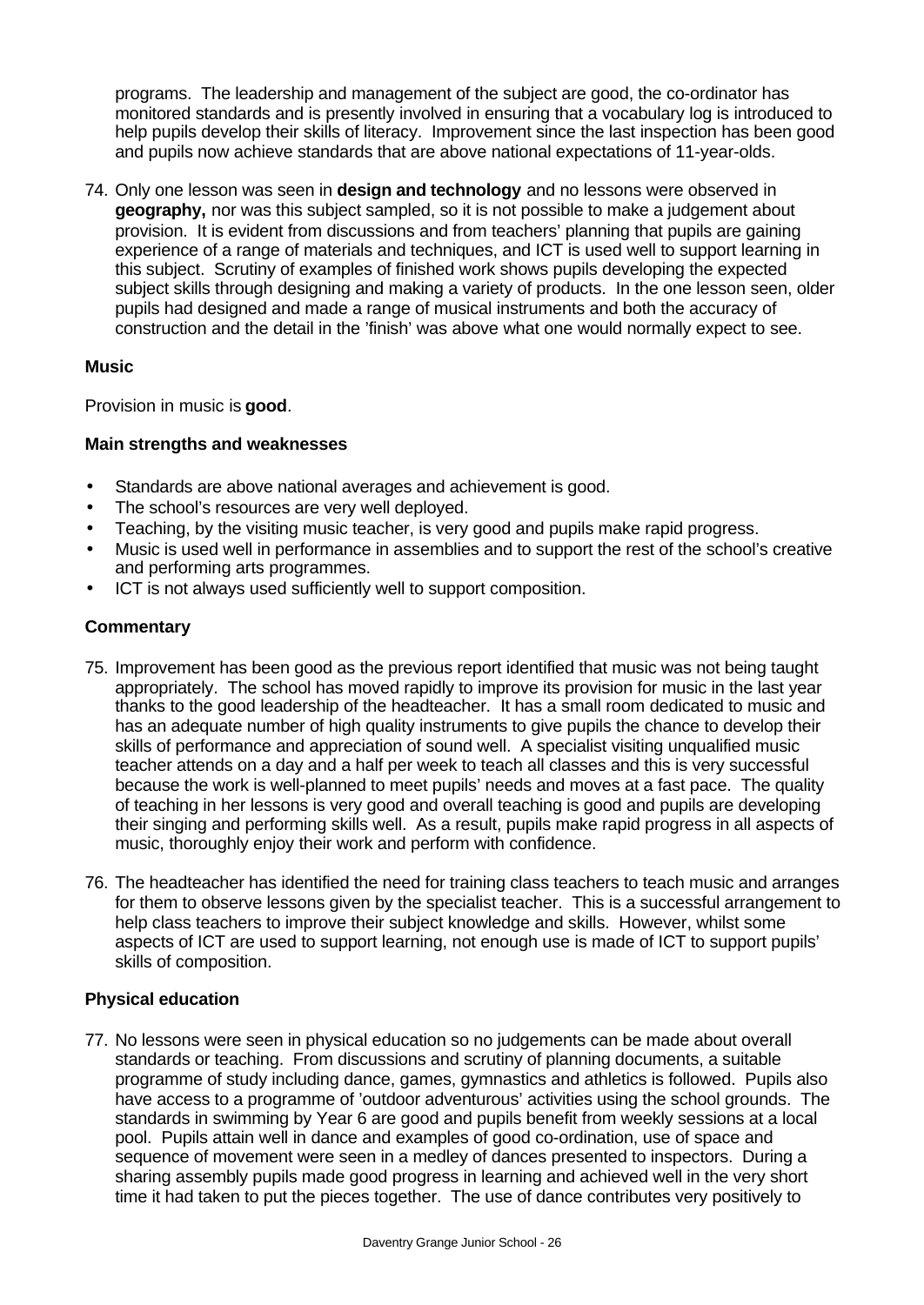programs. The leadership and management of the subject are good, the co-ordinator has monitored standards and is presently involved in ensuring that a vocabulary log is introduced to help pupils develop their skills of literacy. Improvement since the last inspection has been good and pupils now achieve standards that are above national expectations of 11-year-olds.

74. Only one lesson was seen in **design and technology** and no lessons were observed in **geography,** nor was this subject sampled, so it is not possible to make a judgement about provision. It is evident from discussions and from teachers' planning that pupils are gaining experience of a range of materials and techniques, and ICT is used well to support learning in this subject. Scrutiny of examples of finished work shows pupils developing the expected subject skills through designing and making a variety of products. In the one lesson seen, older pupils had designed and made a range of musical instruments and both the accuracy of construction and the detail in the 'finish' was above what one would normally expect to see.

### Music

Provision in music is **good**.

#### Main strengths and weaknesses

- Standards are above national averages and achievement is good.
- The school's resources are very well deployed.
- Teaching, by the visiting music teacher, is very good and pupils make rapid progress.
- Music is used well in performance in assemblies and to support the rest of the school's creative and performing arts programmes.
- ICT is not always used sufficiently well to support composition.

#### Commentary

75. Improvement has been good as the previous report identified that music was not being taught appropriately. The school has moved rapidly to improve its provision for music in the last year thanks to the good leadership of the headteacher. It has a small room dedicated to music and has an adequate number of high quality instruments to give pupils the chance to develop their skills of performance and appreciation of sound well. A specialist visiting unqualified music teacher attends on a day and a half per week to teach all classes and this is very successful because the work is well-planned to meet pupils' needs and moves at a fast pace. The quality of teaching in her lessons is very good and overall teaching is good and pupils are developing their singing and performing skills well. As a result, pupils make rapid progress in all aspects of music, thoroughly enjoy their work and perform with confidence.

76. The headteacher has identified the need for training class teachers to teach music and arranges for them to observe lessons given by the specialist teacher. This is a successful arrangement to help class teachers to improve their subject knowledge and skills. However, whilst some aspects of ICT are used to support learning, not enough use is made of ICT to support pupils' skills of composition.

### Physical education

77. No lessons were seen in physical education so no judgements can be made about overall standards or teaching. From discussions and scrutiny of planning documents, a suitable programme of study including dance, games, gymnastics and athletics is followed. Pupils also have access to a programme of 'outdoor adventurous' activities using the school grounds. The standards in swimming by Year 6 are good and pupils benefit from weekly sessions at a local pool. Pupils attain well in dance and examples of good co-ordination, use of space and sequence of movement were seen in a medley of dances presented to inspectors. During a sharing assembly pupils made good progress in learning and achieved well in the very short time it had taken to put the pieces together. The use of dance contributes very positively to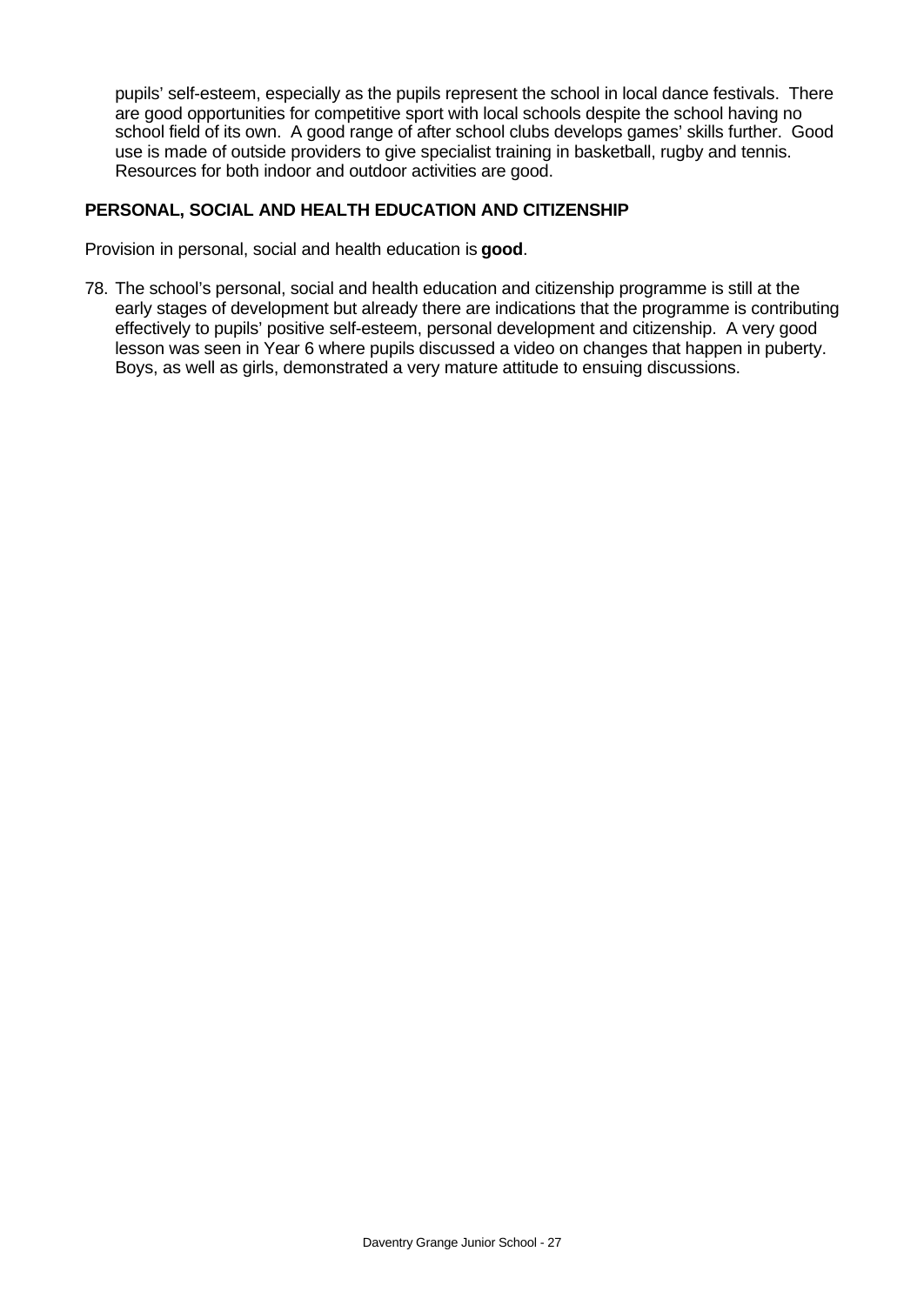pupils' self-esteem, especially as the pupils represent the school in local dance festivals. There are good opportunities for competitive sport with local schools despite the school having no school field of its own. A good range of after school clubs develops games' skills further. Good use is made of outside providers to give specialist training in basketball, rugby and tennis. Resources for both indoor and outdoor activities are good.

## PERSONAL, SOCIAL AND HEALTH EDUCATION AND CITIZENSHIP

Provision in personal, social and health education is **good**.

78. The school's personal, social and health education and citizenship programme is still at the early stages of development but already there are indications that the programme is contributing effectively to pupils' positive self-esteem, personal development and citizenship. A very good lesson was seen in Year 6 where pupils discussed a video on changes that happen in puberty. Boys, as well as girls, demonstrated a very mature attitude to ensuing discussions.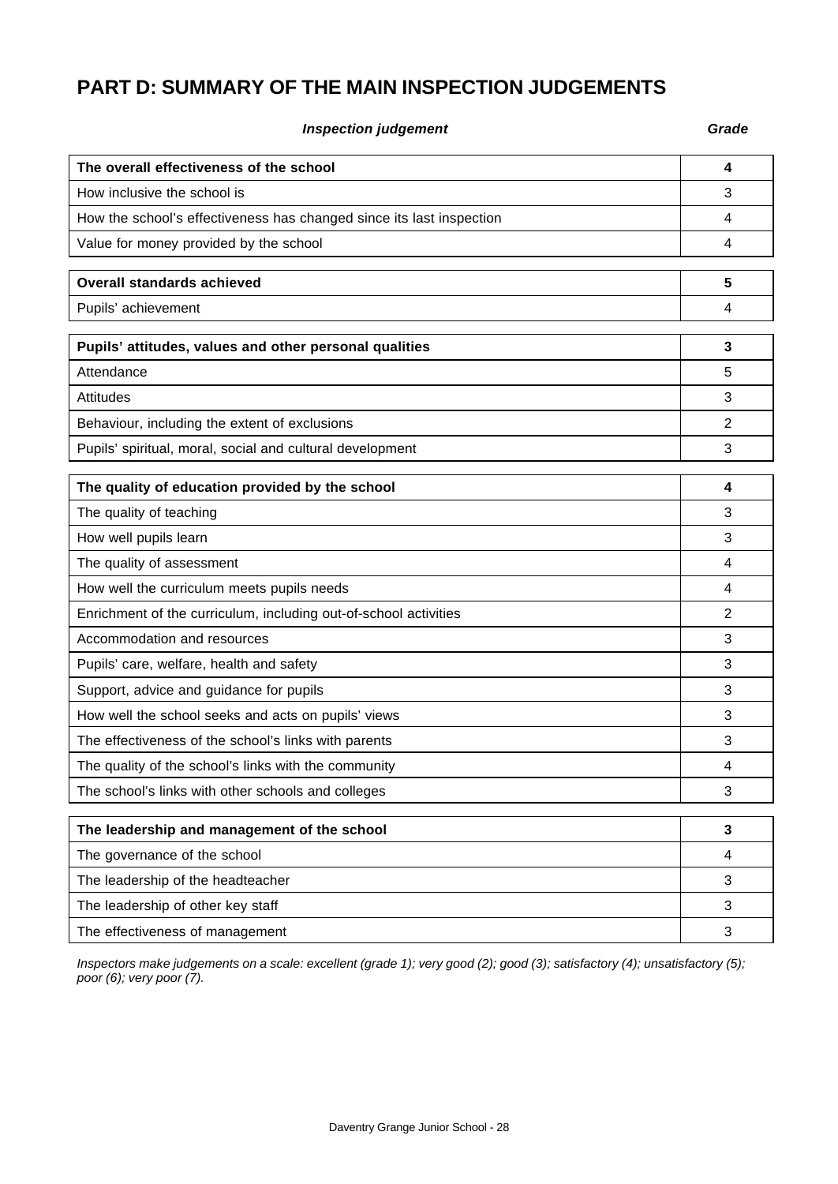# PART D: SUMMARY OF THE MAIN INSPECTION JUDGEMENTS

| *Inspection judgement* | *Grade* |
|---|---|
| **The overall effectiveness of the school** | **4** |
| How inclusive the school is | 3 |
| How the school's effectiveness has changed since its last inspection | 4 |
| Value for money provided by the school | 4 |
| **Overall standards achieved** | **5** |
| Pupils' achievement | 4 |
| **Pupils' attitudes, values and other personal qualities** | **3** |
| Attendance | 5 |
| Attitudes | 3 |
| Behaviour, including the extent of exclusions | 2 |
| Pupils' spiritual, moral, social and cultural development | 3 |
| **The quality of education provided by the school** | **4** |
| The quality of teaching | 3 |
| How well pupils learn | 3 |
| The quality of assessment | 4 |
| How well the curriculum meets pupils needs | 4 |
| Enrichment of the curriculum, including out-of-school activities | 2 |
| Accommodation and resources | 3 |
| Pupils' care, welfare, health and safety | 3 |
| Support, advice and guidance for pupils | 3 |
| How well the school seeks and acts on pupils' views | 3 |
| The effectiveness of the school's links with parents | 3 |
| The quality of the school's links with the community | 4 |
| The school's links with other schools and colleges | 3 |
| **The leadership and management of the school** | **3** |
| The governance of the school | 4 |
| The leadership of the headteacher | 3 |
| The leadership of other key staff | 3 |
| The effectiveness of management | 3 |

*Inspectors make judgements on a scale: excellent (grade 1); very good (2); good (3); satisfactory (4); unsatisfactory (5); poor (6); very poor (7).*